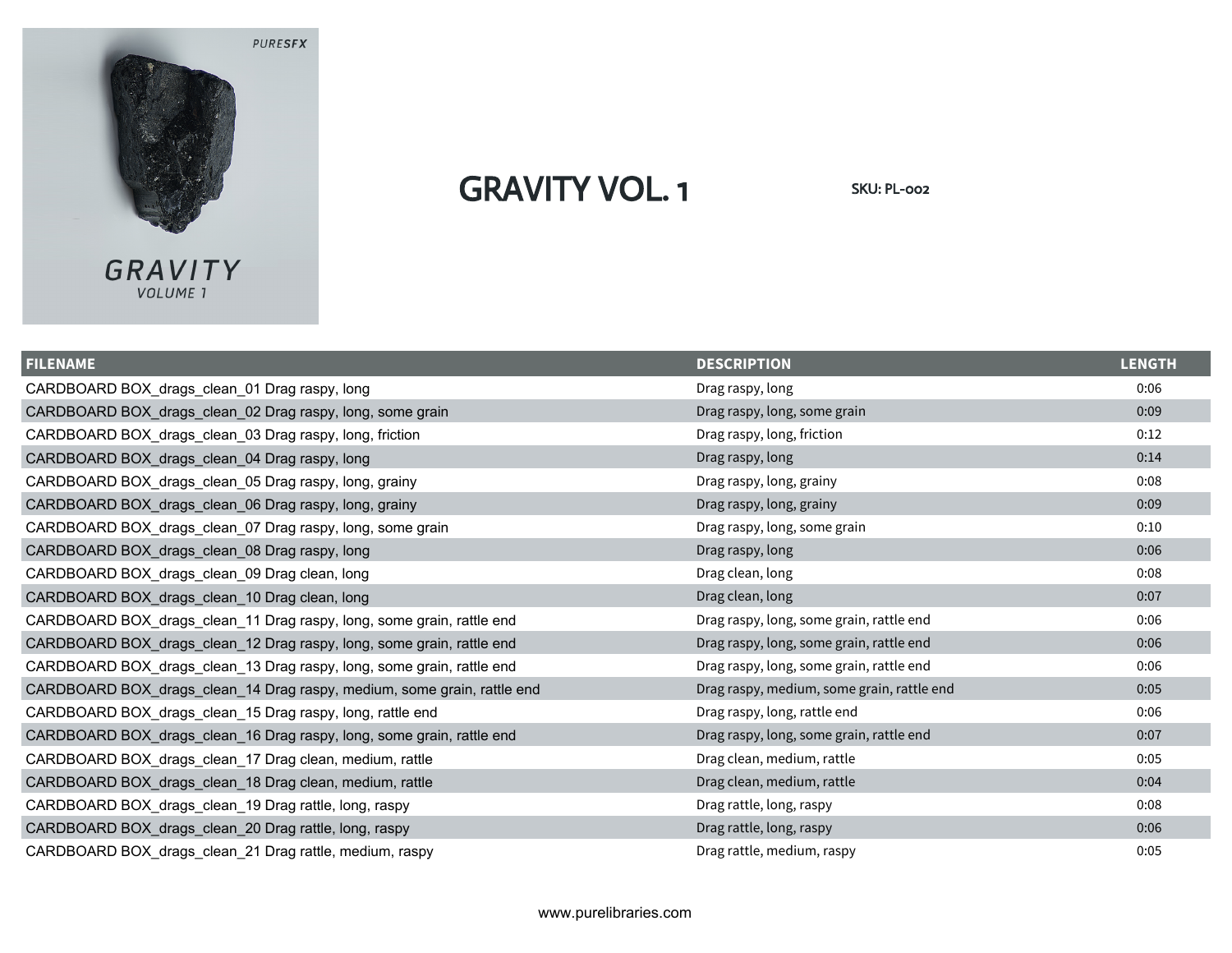# GRAVITY VOL. 1

**SKU: PL-002**

| FILENAME | DESCRIPTION | LENGTH |
|---|---|---|
| CARDBOARD BOX_drags_clean_01 Drag raspy, long | Drag raspy, long | 0:06 |
| CARDBOARD BOX_drags_clean_02 Drag raspy, long, some grain | Drag raspy, long, some grain | 0:09 |
| CARDBOARD BOX_drags_clean_03 Drag raspy, long, friction | Drag raspy, long, friction | 0:12 |
| CARDBOARD BOX_drags_clean_04 Drag raspy, long | Drag raspy, long | 0:14 |
| CARDBOARD BOX_drags_clean_05 Drag raspy, long, grainy | Drag raspy, long, grainy | 0:08 |
| CARDBOARD BOX_drags_clean_06 Drag raspy, long, grainy | Drag raspy, long, grainy | 0:09 |
| CARDBOARD BOX_drags_clean_07 Drag raspy, long, some grain | Drag raspy, long, some grain | 0:10 |
| CARDBOARD BOX_drags_clean_08 Drag raspy, long | Drag raspy, long | 0:06 |
| CARDBOARD BOX_drags_clean_09 Drag clean, long | Drag clean, long | 0:08 |
| CARDBOARD BOX_drags_clean_10 Drag clean, long | Drag clean, long | 0:07 |
| CARDBOARD BOX_drags_clean_11 Drag raspy, long, some grain, rattle end | Drag raspy, long, some grain, rattle end | 0:06 |
| CARDBOARD BOX_drags_clean_12 Drag raspy, long, some grain, rattle end | Drag raspy, long, some grain, rattle end | 0:06 |
| CARDBOARD BOX_drags_clean_13 Drag raspy, long, some grain, rattle end | Drag raspy, long, some grain, rattle end | 0:06 |
| CARDBOARD BOX_drags_clean_14 Drag raspy, medium, some grain, rattle end | Drag raspy, medium, some grain, rattle end | 0:05 |
| CARDBOARD BOX_drags_clean_15 Drag raspy, long, rattle end | Drag raspy, long, rattle end | 0:06 |
| CARDBOARD BOX_drags_clean_16 Drag raspy, long, some grain, rattle end | Drag raspy, long, some grain, rattle end | 0:07 |
| CARDBOARD BOX_drags_clean_17 Drag clean, medium, rattle | Drag clean, medium, rattle | 0:05 |
| CARDBOARD BOX_drags_clean_18 Drag clean, medium, rattle | Drag clean, medium, rattle | 0:04 |
| CARDBOARD BOX_drags_clean_19 Drag rattle, long, raspy | Drag rattle, long, raspy | 0:08 |
| CARDBOARD BOX_drags_clean_20 Drag rattle, long, raspy | Drag rattle, long, raspy | 0:06 |
| CARDBOARD BOX_drags_clean_21 Drag rattle, medium, raspy | Drag rattle, medium, raspy | 0:05 |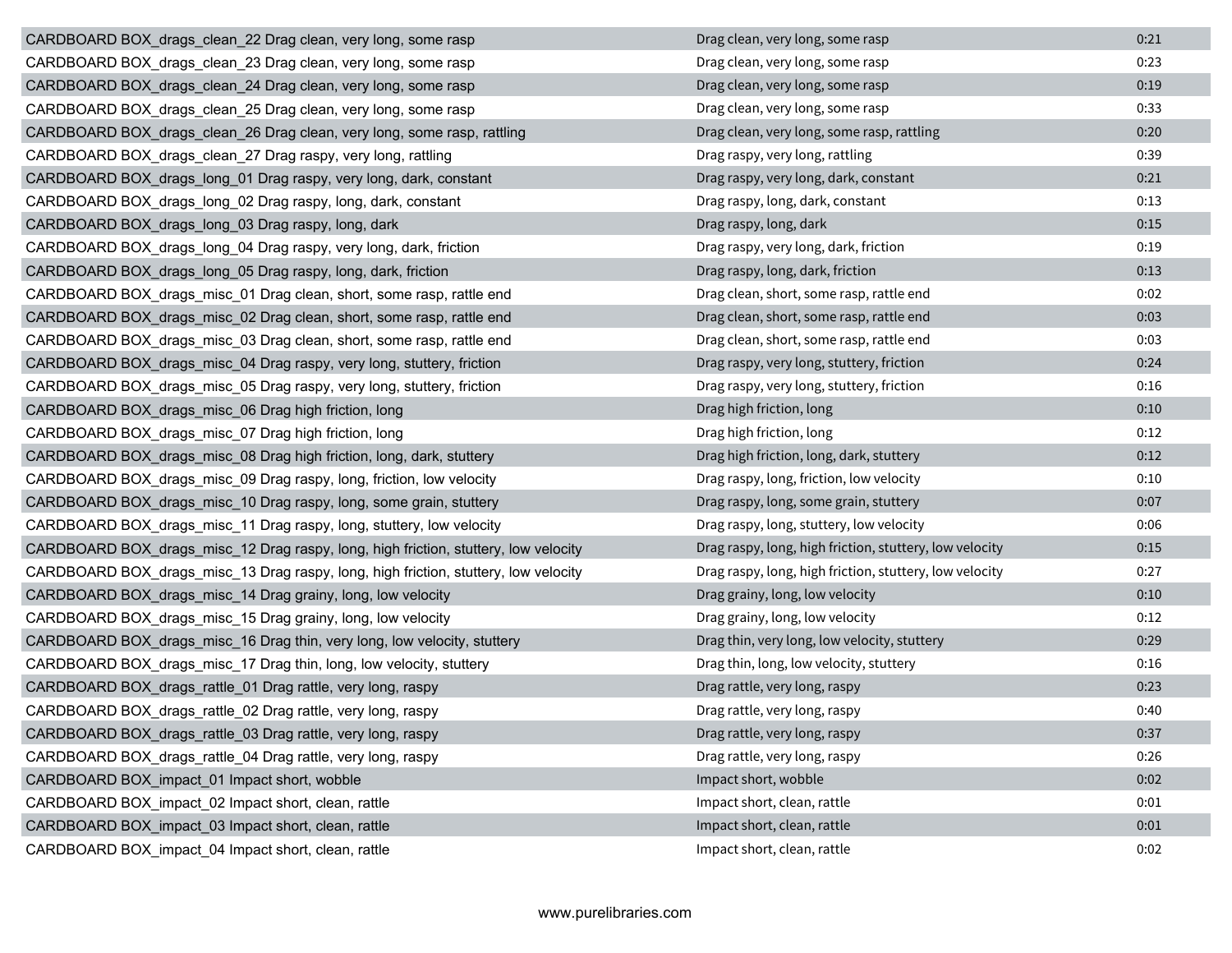| | | |
|---|---|---|
| CARDBOARD BOX_dragss_clean_22 Drag clean, very long, some rasp | Drag clean, very long, some rasp | 0:21 |
| CARDBOARD BOX_drags_clean_23 Drag clean, very long, some rasp | Drag clean, very long, some rasp | 0:23 |
| CARDBOARD BOX_drags_clean_24 Drag clean, very long, some rasp | Drag clean, very long, some rasp | 0:19 |
| CARDBOARD BOX_drags_clean_25 Drag clean, very long, some rasp | Drag clean, very long, some rasp | 0:33 |
| CARDBOARD BOX_drags_clean_26 Drag clean, very long, some rasp, rattling | Drag clean, very long, some rasp, rattling | 0:20 |
| CARDBOARD BOX_drags_clean_27 Drag raspy, very long, rattling | Drag raspy, very long, rattling | 0:39 |
| CARDBOARD BOX_drags_long_01 Drag raspy, very long, dark, constant | Drag raspy, very long, dark, constant | 0:21 |
| CARDBOARD BOX_drags_long_02 Drag raspy, long, dark, constant | Drag raspy, long, dark, constant | 0:13 |
| CARDBOARD BOX_drags_long_03 Drag raspy, long, dark | Drag raspy, long, dark | 0:15 |
| CARDBOARD BOX_drags_long_04 Drag raspy, very long, dark, friction | Drag raspy, very long, dark, friction | 0:19 |
| CARDBOARD BOX_drags_long_05 Drag raspy, long, dark, friction | Drag raspy, long, dark, friction | 0:13 |
| CARDBOARD BOX_drags_misc_01 Drag clean, short, some rasp, rattle end | Drag clean, short, some rasp, rattle end | 0:02 |
| CARDBOARD BOX_drags_misc_02 Drag clean, short, some rasp, rattle end | Drag clean, short, some rasp, rattle end | 0:03 |
| CARDBOARD BOX_drags_misc_03 Drag clean, short, some rasp, rattle end | Drag clean, short, some rasp, rattle end | 0:03 |
| CARDBOARD BOX_drags_misc_04 Drag raspy, very long, stuttery, friction | Drag raspy, very long, stuttery, friction | 0:24 |
| CARDBOARD BOX_drags_misc_05 Drag raspy, very long, stuttery, friction | Drag raspy, very long, stuttery, friction | 0:16 |
| CARDBOARD BOX_drags_misc_06 Drag high friction, long | Drag high friction, long | 0:10 |
| CARDBOARD BOX_drags_misc_07 Drag high friction, long | Drag high friction, long | 0:12 |
| CARDBOARD BOX_drags_misc_08 Drag high friction, long, dark, stuttery | Drag high friction, long, dark, stuttery | 0:12 |
| CARDBOARD BOX_drags_misc_09 Drag raspy, long, friction, low velocity | Drag raspy, long, friction, low velocity | 0:10 |
| CARDBOARD BOX_drags_misc_10 Drag raspy, long, some grain, stuttery | Drag raspy, long, some grain, stuttery | 0:07 |
| CARDBOARD BOX_drags_misc_11 Drag raspy, long, stuttery, low velocity | Drag raspy, long, stuttery, low velocity | 0:06 |
| CARDBOARD BOX_drags_misc_12 Drag raspy, long, high friction, stuttery, low velocity | Drag raspy, long, high friction, stuttery, low velocity | 0:15 |
| CARDBOARD BOX_drags_misc_13 Drag raspy, long, high friction, stuttery, low velocity | Drag raspy, long, high friction, stuttery, low velocity | 0:27 |
| CARDBOARD BOX_drags_misc_14 Drag grainy, long, low velocity | Drag grainy, long, low velocity | 0:10 |
| CARDBOARD BOX_drags_misc_15 Drag grainy, long, low velocity | Drag grainy, long, low velocity | 0:12 |
| CARDBOARD BOX_drags_misc_16 Drag thin, very long, low velocity, stuttery | Drag thin, very long, low velocity, stuttery | 0:29 |
| CARDBOARD BOX_drags_misc_17 Drag thin, long, low velocity, stuttery | Drag thin, long, low velocity, stuttery | 0:16 |
| CARDBOARD BOX_drags_rattle_01 Drag rattle, very long, raspy | Drag rattle, very long, raspy | 0:23 |
| CARDBOARD BOX_drags_rattle_02 Drag rattle, very long, raspy | Drag rattle, very long, raspy | 0:40 |
| CARDBOARD BOX_drags_rattle_03 Drag rattle, very long, raspy | Drag rattle, very long, raspy | 0:37 |
| CARDBOARD BOX_drags_rattle_04 Drag rattle, very long, raspy | Drag rattle, very long, raspy | 0:26 |
| CARDBOARD BOX_impact_01 Impact short, wobble | Impact short, wobble | 0:02 |
| CARDBOARD BOX_impact_02 Impact short, clean, rattle | Impact short, clean, rattle | 0:01 |
| CARDBOARD BOX_impact_03 Impact short, clean, rattle | Impact short, clean, rattle | 0:01 |
| CARDBOARD BOX_impact_04 Impact short, clean, rattle | Impact short, clean, rattle | 0:02 |

www.purelibraries.com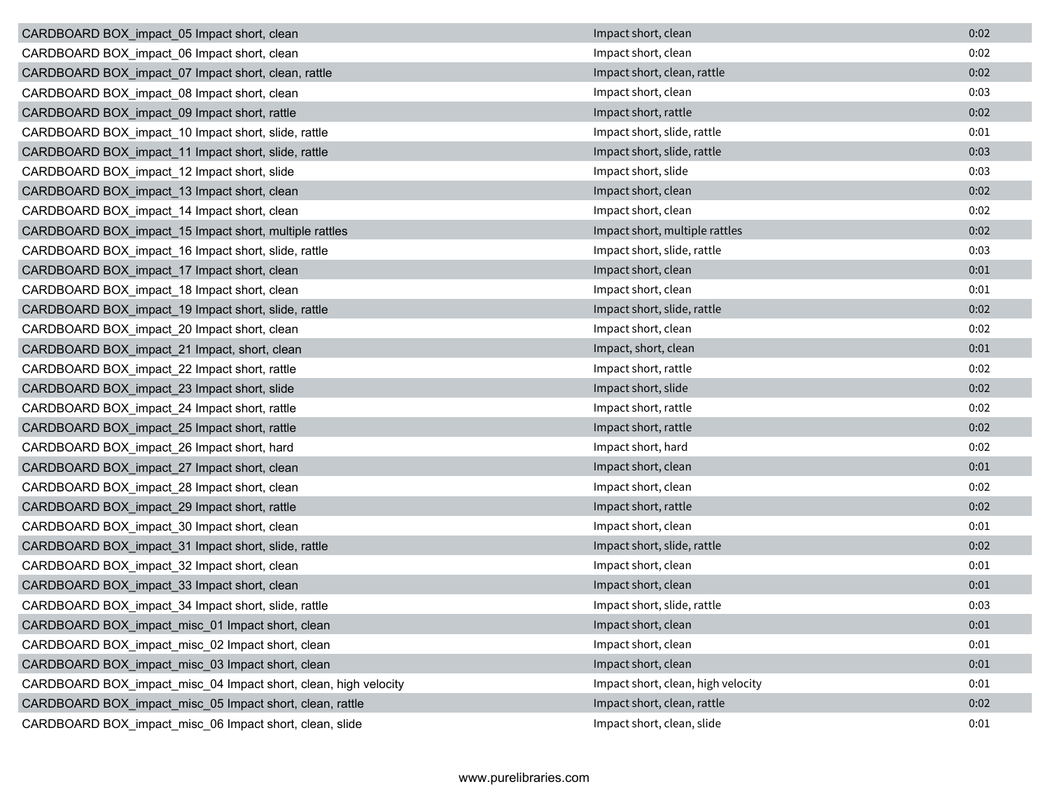| | | |
|---|---|---|
| CARDBOARD BOX_impact_05 Impact short, clean | Impact short, clean | 0:02 |
| CARDBOARD BOX_impact_06 Impact short, clean | Impact short, clean | 0:02 |
| CARDBOARD BOX_impact_07 Impact short, clean, rattle | Impact short, clean, rattle | 0:02 |
| CARDBOARD BOX_impact_08 Impact short, clean | Impact short, clean | 0:03 |
| CARDBOARD BOX_impact_09 Impact short, rattle | Impact short, rattle | 0:02 |
| CARDBOARD BOX_impact_10 Impact short, slide, rattle | Impact short, slide, rattle | 0:01 |
| CARDBOARD BOX_impact_11 Impact short, slide, rattle | Impact short, slide, rattle | 0:03 |
| CARDBOARD BOX_impact_12 Impact short, slide | Impact short, slide | 0:03 |
| CARDBOARD BOX_impact_13 Impact short, clean | Impact short, clean | 0:02 |
| CARDBOARD BOX_impact_14 Impact short, clean | Impact short, clean | 0:02 |
| CARDBOARD BOX_impact_15 Impact short, multiple rattles | Impact short, multiple rattles | 0:02 |
| CARDBOARD BOX_impact_16 Impact short, slide, rattle | Impact short, slide, rattle | 0:03 |
| CARDBOARD BOX_impact_17 Impact short, clean | Impact short, clean | 0:01 |
| CARDBOARD BOX_impact_18 Impact short, clean | Impact short, clean | 0:01 |
| CARDBOARD BOX_impact_19 Impact short, slide, rattle | Impact short, slide, rattle | 0:02 |
| CARDBOARD BOX_impact_20 Impact short, clean | Impact short, clean | 0:02 |
| CARDBOARD BOX_impact_21 Impact, short, clean | Impact, short, clean | 0:01 |
| CARDBOARD BOX_impact_22 Impact short, rattle | Impact short, rattle | 0:02 |
| CARDBOARD BOX_impact_23 Impact short, slide | Impact short, slide | 0:02 |
| CARDBOARD BOX_impact_24 Impact short, rattle | Impact short, rattle | 0:02 |
| CARDBOARD BOX_impact_25 Impact short, rattle | Impact short, rattle | 0:02 |
| CARDBOARD BOX_impact_26 Impact short, hard | Impact short, hard | 0:02 |
| CARDBOARD BOX_impact_27 Impact short, clean | Impact short, clean | 0:01 |
| CARDBOARD BOX_impact_28 Impact short, clean | Impact short, clean | 0:02 |
| CARDBOARD BOX_impact_29 Impact short, rattle | Impact short, rattle | 0:02 |
| CARDBOARD BOX_impact_30 Impact short, clean | Impact short, clean | 0:01 |
| CARDBOARD BOX_impact_31 Impact short, slide, rattle | Impact short, slide, rattle | 0:02 |
| CARDBOARD BOX_impact_32 Impact short, clean | Impact short, clean | 0:01 |
| CARDBOARD BOX_impact_33 Impact short, clean | Impact short, clean | 0:01 |
| CARDBOARD BOX_impact_34 Impact short, slide, rattle | Impact short, slide, rattle | 0:03 |
| CARDBOARD BOX_impact_misc_01 Impact short, clean | Impact short, clean | 0:01 |
| CARDBOARD BOX_impact_misc_02 Impact short, clean | Impact short, clean | 0:01 |
| CARDBOARD BOX_impact_misc_03 Impact short, clean | Impact short, clean | 0:01 |
| CARDBOARD BOX_impact_misc_04 Impact short, clean, high velocity | Impact short, clean, high velocity | 0:01 |
| CARDBOARD BOX_impact_misc_05 Impact short, clean, rattle | Impact short, clean, rattle | 0:02 |
| CARDBOARD BOX_impact_misc_06 Impact short, clean, slide | Impact short, clean, slide | 0:01 |

www.purelibraries.com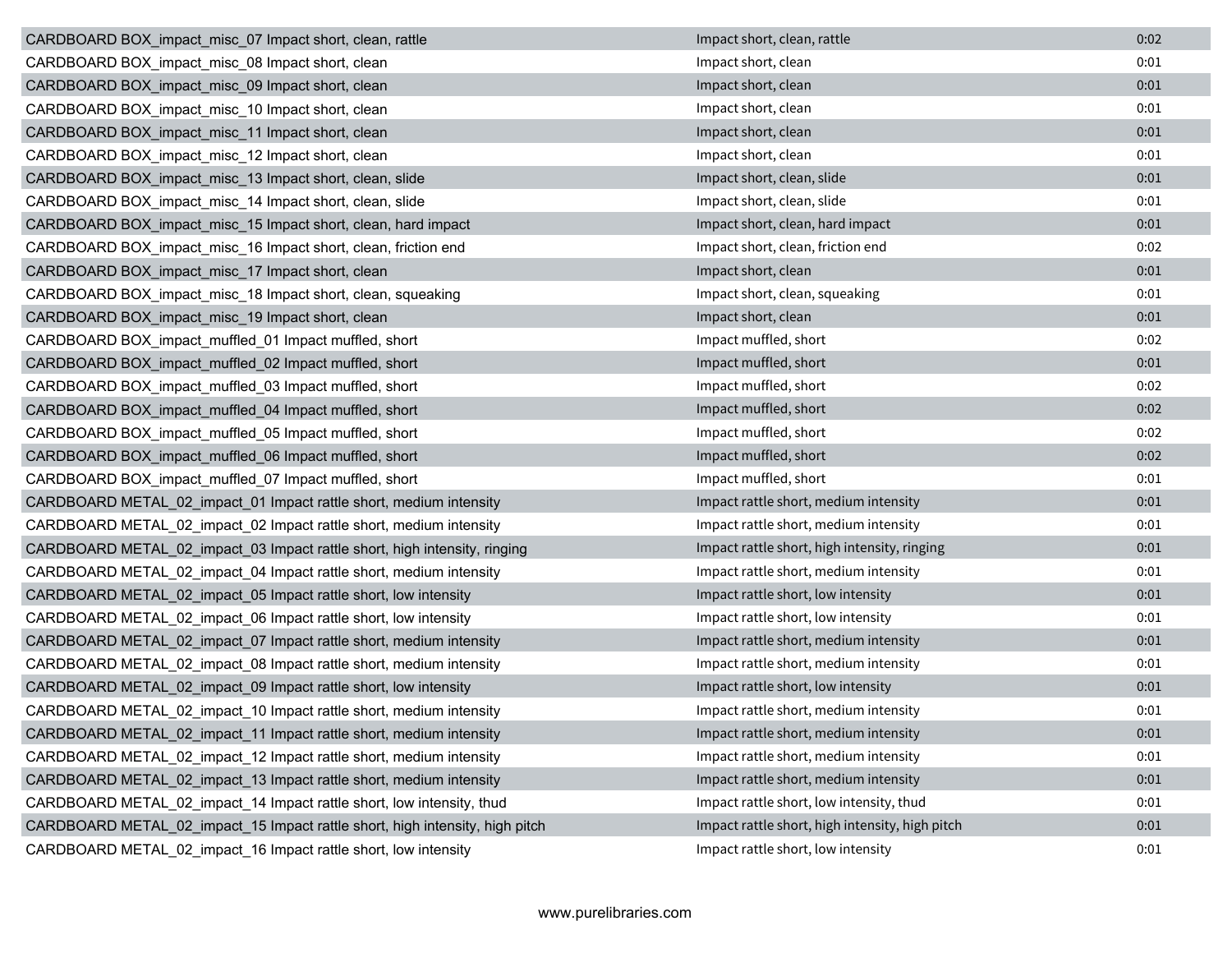| | | |
|---|---|---|
| CARDBOARD BOX_impact_misc_07 Impact short, clean, rattle | Impact short, clean, rattle | 0:02 |
| CARDBOARD BOX_impact_misc_08 Impact short, clean | Impact short, clean | 0:01 |
| CARDBOARD BOX_impact_misc_09 Impact short, clean | Impact short, clean | 0:01 |
| CARDBOARD BOX_impact_misc_10 Impact short, clean | Impact short, clean | 0:01 |
| CARDBOARD BOX_impact_misc_11 Impact short, clean | Impact short, clean | 0:01 |
| CARDBOARD BOX_impact_misc_12 Impact short, clean | Impact short, clean | 0:01 |
| CARDBOARD BOX_impact_misc_13 Impact short, clean, slide | Impact short, clean, slide | 0:01 |
| CARDBOARD BOX_impact_misc_14 Impact short, clean, slide | Impact short, clean, slide | 0:01 |
| CARDBOARD BOX_impact_misc_15 Impact short, clean, hard impact | Impact short, clean, hard impact | 0:01 |
| CARDBOARD BOX_impact_misc_16 Impact short, clean, friction end | Impact short, clean, friction end | 0:02 |
| CARDBOARD BOX_impact_misc_17 Impact short, clean | Impact short, clean | 0:01 |
| CARDBOARD BOX_impact_misc_18 Impact short, clean, squeaking | Impact short, clean, squeaking | 0:01 |
| CARDBOARD BOX_impact_misc_19 Impact short, clean | Impact short, clean | 0:01 |
| CARDBOARD BOX_impact_muffled_01 Impact muffled, short | Impact muffled, short | 0:02 |
| CARDBOARD BOX_impact_muffled_02 Impact muffled, short | Impact muffled, short | 0:01 |
| CARDBOARD BOX_impact_muffled_03 Impact muffled, short | Impact muffled, short | 0:02 |
| CARDBOARD BOX_impact_muffled_04 Impact muffled, short | Impact muffled, short | 0:02 |
| CARDBOARD BOX_impact_muffled_05 Impact muffled, short | Impact muffled, short | 0:02 |
| CARDBOARD BOX_impact_muffled_06 Impact muffled, short | Impact muffled, short | 0:02 |
| CARDBOARD BOX_impact_muffled_07 Impact muffled, short | Impact muffled, short | 0:01 |
| CARDBOARD METAL_02_impact_01 Impact rattle short, medium intensity | Impact rattle short, medium intensity | 0:01 |
| CARDBOARD METAL_02_impact_02 Impact rattle short, medium intensity | Impact rattle short, medium intensity | 0:01 |
| CARDBOARD METAL_02_impact_03 Impact rattle short, high intensity, ringing | Impact rattle short, high intensity, ringing | 0:01 |
| CARDBOARD METAL_02_impact_04 Impact rattle short, medium intensity | Impact rattle short, medium intensity | 0:01 |
| CARDBOARD METAL_02_impact_05 Impact rattle short, low intensity | Impact rattle short, low intensity | 0:01 |
| CARDBOARD METAL_02_impact_06 Impact rattle short, low intensity | Impact rattle short, low intensity | 0:01 |
| CARDBOARD METAL_02_impact_07 Impact rattle short, medium intensity | Impact rattle short, medium intensity | 0:01 |
| CARDBOARD METAL_02_impact_08 Impact rattle short, medium intensity | Impact rattle short, medium intensity | 0:01 |
| CARDBOARD METAL_02_impact_09 Impact rattle short, low intensity | Impact rattle short, low intensity | 0:01 |
| CARDBOARD METAL_02_impact_10 Impact rattle short, medium intensity | Impact rattle short, medium intensity | 0:01 |
| CARDBOARD METAL_02_impact_11 Impact rattle short, medium intensity | Impact rattle short, medium intensity | 0:01 |
| CARDBOARD METAL_02_impact_12 Impact rattle short, medium intensity | Impact rattle short, medium intensity | 0:01 |
| CARDBOARD METAL_02_impact_13 Impact rattle short, medium intensity | Impact rattle short, medium intensity | 0:01 |
| CARDBOARD METAL_02_impact_14 Impact rattle short, low intensity, thud | Impact rattle short, low intensity, thud | 0:01 |
| CARDBOARD METAL_02_impact_15 Impact rattle short, high intensity, high pitch | Impact rattle short, high intensity, high pitch | 0:01 |
| CARDBOARD METAL_02_impact_16 Impact rattle short, low intensity | Impact rattle short, low intensity | 0:01 |

www.purelibraries.com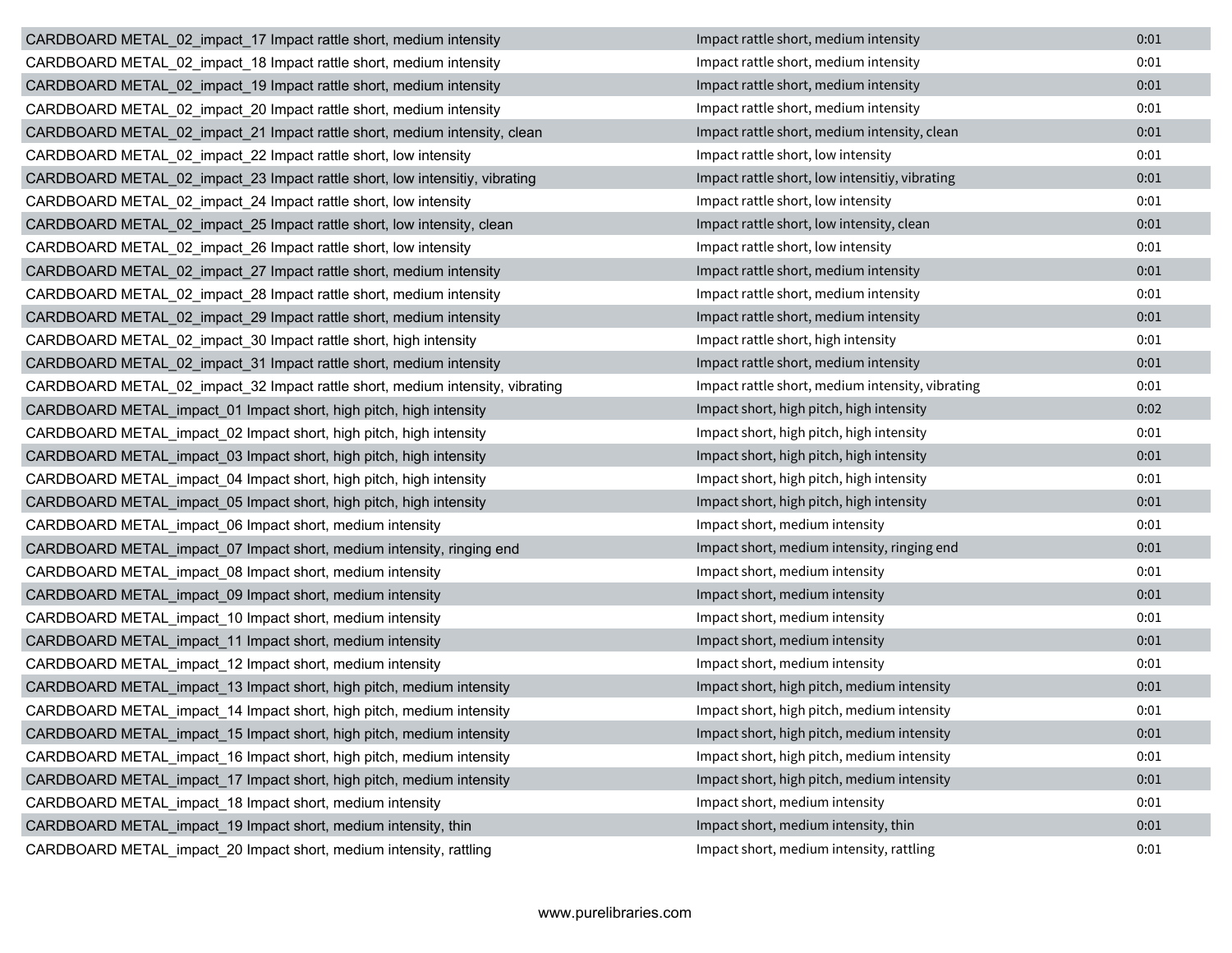| | | |
|---|---|---|
| CARDBOARD METAL_02_impact_17 Impact rattle short, medium intensity | Impact rattle short, medium intensity | 0:01 |
| CARDBOARD METAL_02_impact_18 Impact rattle short, medium intensity | Impact rattle short, medium intensity | 0:01 |
| CARDBOARD METAL_02_impact_19 Impact rattle short, medium intensity | Impact rattle short, medium intensity | 0:01 |
| CARDBOARD METAL_02_impact_20 Impact rattle short, medium intensity | Impact rattle short, medium intensity | 0:01 |
| CARDBOARD METAL_02_impact_21 Impact rattle short, medium intensity, clean | Impact rattle short, medium intensity, clean | 0:01 |
| CARDBOARD METAL_02_impact_22 Impact rattle short, low intensity | Impact rattle short, low intensity | 0:01 |
| CARDBOARD METAL_02_impact_23 Impact rattle short, low intensitiy, vibrating | Impact rattle short, low intensitiy, vibrating | 0:01 |
| CARDBOARD METAL_02_impact_24 Impact rattle short, low intensity | Impact rattle short, low intensity | 0:01 |
| CARDBOARD METAL_02_impact_25 Impact rattle short, low intensity, clean | Impact rattle short, low intensity, clean | 0:01 |
| CARDBOARD METAL_02_impact_26 Impact rattle short, low intensity | Impact rattle short, low intensity | 0:01 |
| CARDBOARD METAL_02_impact_27 Impact rattle short, medium intensity | Impact rattle short, medium intensity | 0:01 |
| CARDBOARD METAL_02_impact_28 Impact rattle short, medium intensity | Impact rattle short, medium intensity | 0:01 |
| CARDBOARD METAL_02_impact_29 Impact rattle short, medium intensity | Impact rattle short, medium intensity | 0:01 |
| CARDBOARD METAL_02_impact_30 Impact rattle short, high intensity | Impact rattle short, high intensity | 0:01 |
| CARDBOARD METAL_02_impact_31 Impact rattle short, medium intensity | Impact rattle short, medium intensity | 0:01 |
| CARDBOARD METAL_02_impact_32 Impact rattle short, medium intensity, vibrating | Impact rattle short, medium intensity, vibrating | 0:01 |
| CARDBOARD METAL_impact_01 Impact short, high pitch, high intensity | Impact short, high pitch, high intensity | 0:02 |
| CARDBOARD METAL_impact_02 Impact short, high pitch, high intensity | Impact short, high pitch, high intensity | 0:01 |
| CARDBOARD METAL_impact_03 Impact short, high pitch, high intensity | Impact short, high pitch, high intensity | 0:01 |
| CARDBOARD METAL_impact_04 Impact short, high pitch, high intensity | Impact short, high pitch, high intensity | 0:01 |
| CARDBOARD METAL_impact_05 Impact short, high pitch, high intensity | Impact short, high pitch, high intensity | 0:01 |
| CARDBOARD METAL_impact_06 Impact short, medium intensity | Impact short, medium intensity | 0:01 |
| CARDBOARD METAL_impact_07 Impact short, medium intensity, ringing end | Impact short, medium intensity, ringing end | 0:01 |
| CARDBOARD METAL_impact_08 Impact short, medium intensity | Impact short, medium intensity | 0:01 |
| CARDBOARD METAL_impact_09 Impact short, medium intensity | Impact short, medium intensity | 0:01 |
| CARDBOARD METAL_impact_10 Impact short, medium intensity | Impact short, medium intensity | 0:01 |
| CARDBOARD METAL_impact_11 Impact short, medium intensity | Impact short, medium intensity | 0:01 |
| CARDBOARD METAL_impact_12 Impact short, medium intensity | Impact short, medium intensity | 0:01 |
| CARDBOARD METAL_impact_13 Impact short, high pitch, medium intensity | Impact short, high pitch, medium intensity | 0:01 |
| CARDBOARD METAL_impact_14 Impact short, high pitch, medium intensity | Impact short, high pitch, medium intensity | 0:01 |
| CARDBOARD METAL_impact_15 Impact short, high pitch, medium intensity | Impact short, high pitch, medium intensity | 0:01 |
| CARDBOARD METAL_impact_16 Impact short, high pitch, medium intensity | Impact short, high pitch, medium intensity | 0:01 |
| CARDBOARD METAL_impact_17 Impact short, high pitch, medium intensity | Impact short, high pitch, medium intensity | 0:01 |
| CARDBOARD METAL_impact_18 Impact short, medium intensity | Impact short, medium intensity | 0:01 |
| CARDBOARD METAL_impact_19 Impact short, medium intensity, thin | Impact short, medium intensity, thin | 0:01 |
| CARDBOARD METAL_impact_20 Impact short, medium intensity, rattling | Impact short, medium intensity, rattling | 0:01 |

www.purelibraries.com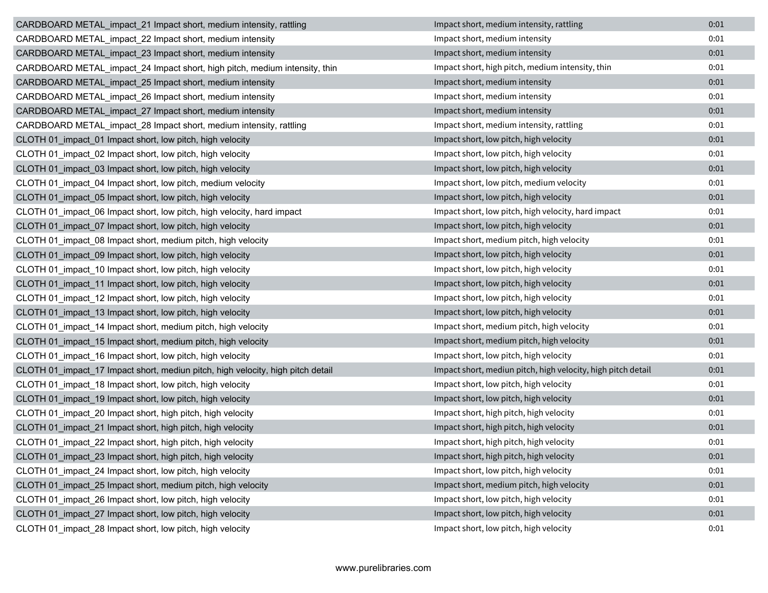| | | |
|---|---|---|
| CARDBOARD METAL_impact_21 Impact short, medium intensity, rattling | Impact short, medium intensity, rattling | 0:01 |
| CARDBOARD METAL_impact_22 Impact short, medium intensity | Impact short, medium intensity | 0:01 |
| CARDBOARD METAL_impact_23 Impact short, medium intensity | Impact short, medium intensity | 0:01 |
| CARDBOARD METAL_impact_24 Impact short, high pitch, medium intensity, thin | Impact short, high pitch, medium intensity, thin | 0:01 |
| CARDBOARD METAL_impact_25 Impact short, medium intensity | Impact short, medium intensity | 0:01 |
| CARDBOARD METAL_impact_26 Impact short, medium intensity | Impact short, medium intensity | 0:01 |
| CARDBOARD METAL_impact_27 Impact short, medium intensity | Impact short, medium intensity | 0:01 |
| CARDBOARD METAL_impact_28 Impact short, medium intensity, rattling | Impact short, medium intensity, rattling | 0:01 |
| CLOTH 01_impact_01 Impact short, low pitch, high velocity | Impact short, low pitch, high velocity | 0:01 |
| CLOTH 01_impact_02 Impact short, low pitch, high velocity | Impact short, low pitch, high velocity | 0:01 |
| CLOTH 01_impact_03 Impact short, low pitch, high velocity | Impact short, low pitch, high velocity | 0:01 |
| CLOTH 01_impact_04 Impact short, low pitch, medium velocity | Impact short, low pitch, medium velocity | 0:01 |
| CLOTH 01_impact_05 Impact short, low pitch, high velocity | Impact short, low pitch, high velocity | 0:01 |
| CLOTH 01_impact_06 Impact short, low pitch, high velocity, hard impact | Impact short, low pitch, high velocity, hard impact | 0:01 |
| CLOTH 01_impact_07 Impact short, low pitch, high velocity | Impact short, low pitch, high velocity | 0:01 |
| CLOTH 01_impact_08 Impact short, medium pitch, high velocity | Impact short, medium pitch, high velocity | 0:01 |
| CLOTH 01_impact_09 Impact short, low pitch, high velocity | Impact short, low pitch, high velocity | 0:01 |
| CLOTH 01_impact_10 Impact short, low pitch, high velocity | Impact short, low pitch, high velocity | 0:01 |
| CLOTH 01_impact_11 Impact short, low pitch, high velocity | Impact short, low pitch, high velocity | 0:01 |
| CLOTH 01_impact_12 Impact short, low pitch, high velocity | Impact short, low pitch, high velocity | 0:01 |
| CLOTH 01_impact_13 Impact short, low pitch, high velocity | Impact short, low pitch, high velocity | 0:01 |
| CLOTH 01_impact_14 Impact short, medium pitch, high velocity | Impact short, medium pitch, high velocity | 0:01 |
| CLOTH 01_impact_15 Impact short, medium pitch, high velocity | Impact short, medium pitch, high velocity | 0:01 |
| CLOTH 01_impact_16 Impact short, low pitch, high velocity | Impact short, low pitch, high velocity | 0:01 |
| CLOTH 01_impact_17 Impact short, mediun pitch, high velocity, high pitch detail | Impact short, mediun pitch, high velocity, high pitch detail | 0:01 |
| CLOTH 01_impact_18 Impact short, low pitch, high velocity | Impact short, low pitch, high velocity | 0:01 |
| CLOTH 01_impact_19 Impact short, low pitch, high velocity | Impact short, low pitch, high velocity | 0:01 |
| CLOTH 01_impact_20 Impact short, high pitch, high velocity | Impact short, high pitch, high velocity | 0:01 |
| CLOTH 01_impact_21 Impact short, high pitch, high velocity | Impact short, high pitch, high velocity | 0:01 |
| CLOTH 01_impact_22 Impact short, high pitch, high velocity | Impact short, high pitch, high velocity | 0:01 |
| CLOTH 01_impact_23 Impact short, high pitch, high velocity | Impact short, high pitch, high velocity | 0:01 |
| CLOTH 01_impact_24 Impact short, low pitch, high velocity | Impact short, low pitch, high velocity | 0:01 |
| CLOTH 01_impact_25 Impact short, medium pitch, high velocity | Impact short, medium pitch, high velocity | 0:01 |
| CLOTH 01_impact_26 Impact short, low pitch, high velocity | Impact short, low pitch, high velocity | 0:01 |
| CLOTH 01_impact_27 Impact short, low pitch, high velocity | Impact short, low pitch, high velocity | 0:01 |
| CLOTH 01_impact_28 Impact short, low pitch, high velocity | Impact short, low pitch, high velocity | 0:01 |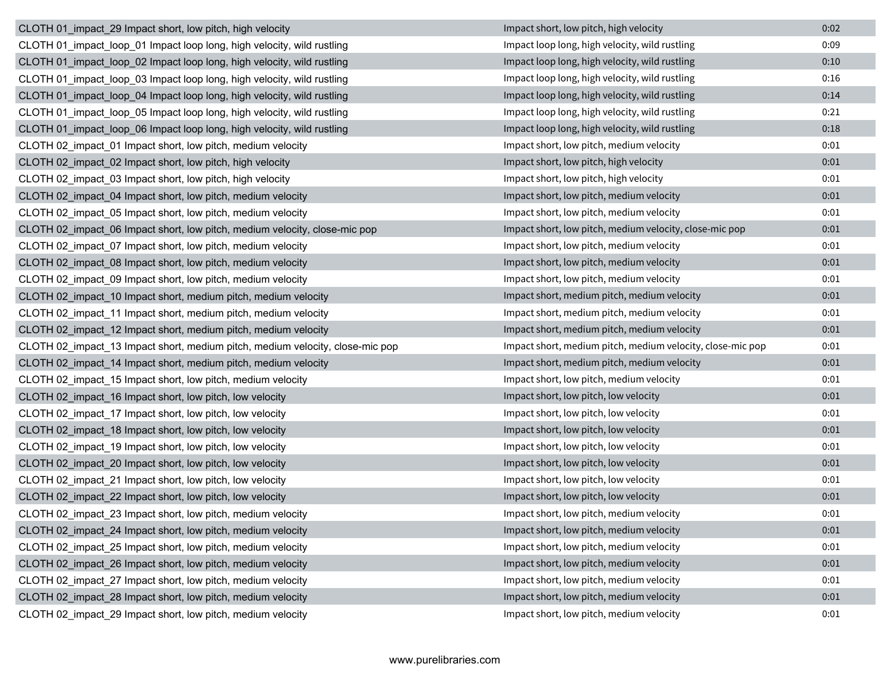| | | |
|---|---|---|
| CLOTH 01_impact_29 Impact short, low pitch, high velocity | Impact short, low pitch, high velocity | 0:02 |
| CLOTH 01_impact_loop_01 Impact loop long, high velocity, wild rustling | Impact loop long, high velocity, wild rustling | 0:09 |
| CLOTH 01_impact_loop_02 Impact loop long, high velocity, wild rustling | Impact loop long, high velocity, wild rustling | 0:10 |
| CLOTH 01_impact_loop_03 Impact loop long, high velocity, wild rustling | Impact loop long, high velocity, wild rustling | 0:16 |
| CLOTH 01_impact_loop_04 Impact loop long, high velocity, wild rustling | Impact loop long, high velocity, wild rustling | 0:14 |
| CLOTH 01_impact_loop_05 Impact loop long, high velocity, wild rustling | Impact loop long, high velocity, wild rustling | 0:21 |
| CLOTH 01_impact_loop_06 Impact loop long, high velocity, wild rustling | Impact loop long, high velocity, wild rustling | 0:18 |
| CLOTH 02_impact_01 Impact short, low pitch, medium velocity | Impact short, low pitch, medium velocity | 0:01 |
| CLOTH 02_impact_02 Impact short, low pitch, high velocity | Impact short, low pitch, high velocity | 0:01 |
| CLOTH 02_impact_03 Impact short, low pitch, high velocity | Impact short, low pitch, high velocity | 0:01 |
| CLOTH 02_impact_04 Impact short, low pitch, medium velocity | Impact short, low pitch, medium velocity | 0:01 |
| CLOTH 02_impact_05 Impact short, low pitch, medium velocity | Impact short, low pitch, medium velocity | 0:01 |
| CLOTH 02_impact_06 Impact short, low pitch, medium velocity, close-mic pop | Impact short, low pitch, medium velocity, close-mic pop | 0:01 |
| CLOTH 02_impact_07 Impact short, low pitch, medium velocity | Impact short, low pitch, medium velocity | 0:01 |
| CLOTH 02_impact_08 Impact short, low pitch, medium velocity | Impact short, low pitch, medium velocity | 0:01 |
| CLOTH 02_impact_09 Impact short, low pitch, medium velocity | Impact short, low pitch, medium velocity | 0:01 |
| CLOTH 02_impact_10 Impact short, medium pitch, medium velocity | Impact short, medium pitch, medium velocity | 0:01 |
| CLOTH 02_impact_11 Impact short, medium pitch, medium velocity | Impact short, medium pitch, medium velocity | 0:01 |
| CLOTH 02_impact_12 Impact short, medium pitch, medium velocity | Impact short, medium pitch, medium velocity | 0:01 |
| CLOTH 02_impact_13 Impact short, medium pitch, medium velocity, close-mic pop | Impact short, medium pitch, medium velocity, close-mic pop | 0:01 |
| CLOTH 02_impact_14 Impact short, medium pitch, medium velocity | Impact short, medium pitch, medium velocity | 0:01 |
| CLOTH 02_impact_15 Impact short, low pitch, medium velocity | Impact short, low pitch, medium velocity | 0:01 |
| CLOTH 02_impact_16 Impact short, low pitch, low velocity | Impact short, low pitch, low velocity | 0:01 |
| CLOTH 02_impact_17 Impact short, low pitch, low velocity | Impact short, low pitch, low velocity | 0:01 |
| CLOTH 02_impact_18 Impact short, low pitch, low velocity | Impact short, low pitch, low velocity | 0:01 |
| CLOTH 02_impact_19 Impact short, low pitch, low velocity | Impact short, low pitch, low velocity | 0:01 |
| CLOTH 02_impact_20 Impact short, low pitch, low velocity | Impact short, low pitch, low velocity | 0:01 |
| CLOTH 02_impact_21 Impact short, low pitch, low velocity | Impact short, low pitch, low velocity | 0:01 |
| CLOTH 02_impact_22 Impact short, low pitch, low velocity | Impact short, low pitch, low velocity | 0:01 |
| CLOTH 02_impact_23 Impact short, low pitch, medium velocity | Impact short, low pitch, medium velocity | 0:01 |
| CLOTH 02_impact_24 Impact short, low pitch, medium velocity | Impact short, low pitch, medium velocity | 0:01 |
| CLOTH 02_impact_25 Impact short, low pitch, medium velocity | Impact short, low pitch, medium velocity | 0:01 |
| CLOTH 02_impact_26 Impact short, low pitch, medium velocity | Impact short, low pitch, medium velocity | 0:01 |
| CLOTH 02_impact_27 Impact short, low pitch, medium velocity | Impact short, low pitch, medium velocity | 0:01 |
| CLOTH 02_impact_28 Impact short, low pitch, medium velocity | Impact short, low pitch, medium velocity | 0:01 |
| CLOTH 02_impact_29 Impact short, low pitch, medium velocity | Impact short, low pitch, medium velocity | 0:01 |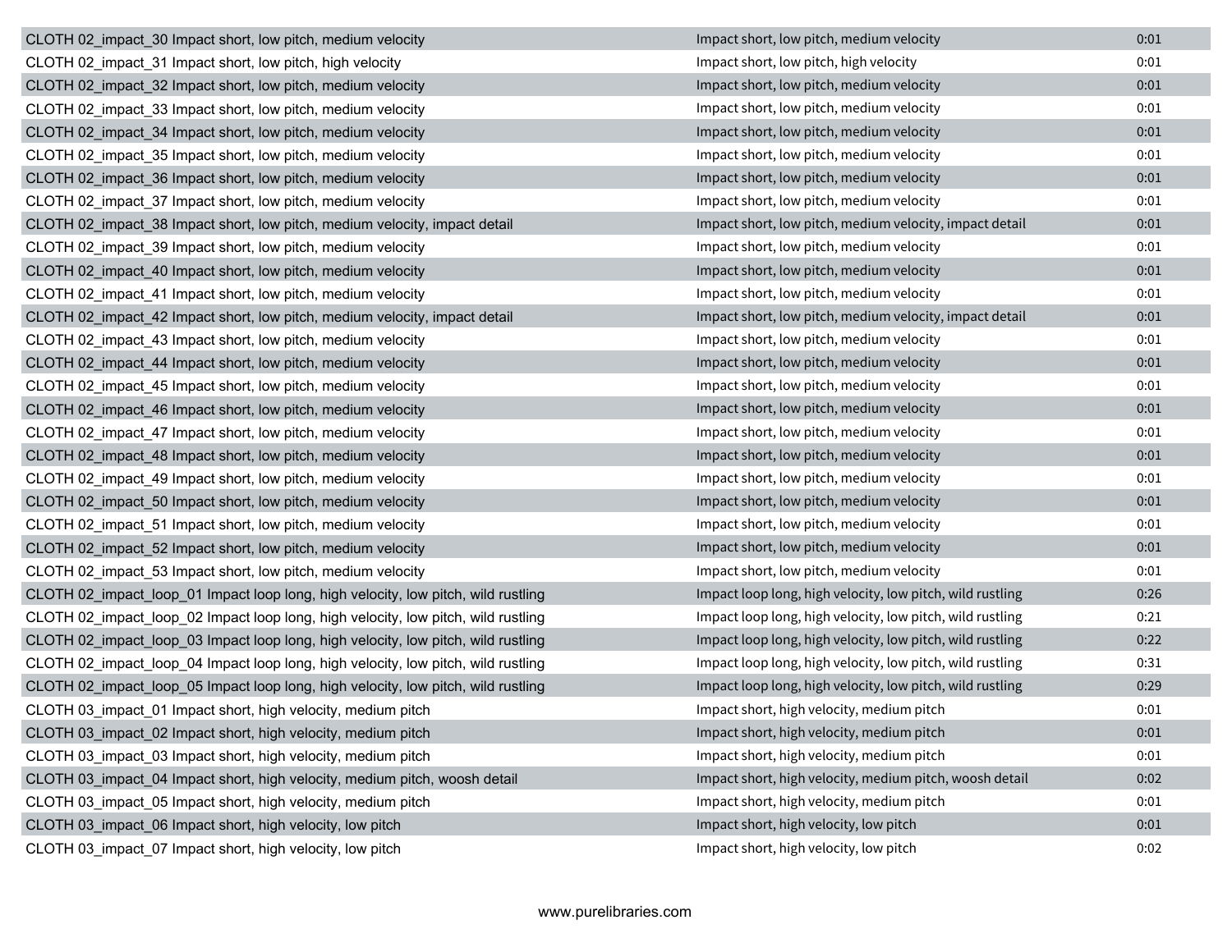| | | |
|---|---|---|
| CLOTH 02_impact_30 Impact short, low pitch, medium velocity | Impact short, low pitch, medium velocity | 0:01 |
| CLOTH 02_impact_31 Impact short, low pitch, high velocity | Impact short, low pitch, high velocity | 0:01 |
| CLOTH 02_impact_32 Impact short, low pitch, medium velocity | Impact short, low pitch, medium velocity | 0:01 |
| CLOTH 02_impact_33 Impact short, low pitch, medium velocity | Impact short, low pitch, medium velocity | 0:01 |
| CLOTH 02_impact_34 Impact short, low pitch, medium velocity | Impact short, low pitch, medium velocity | 0:01 |
| CLOTH 02_impact_35 Impact short, low pitch, medium velocity | Impact short, low pitch, medium velocity | 0:01 |
| CLOTH 02_impact_36 Impact short, low pitch, medium velocity | Impact short, low pitch, medium velocity | 0:01 |
| CLOTH 02_impact_37 Impact short, low pitch, medium velocity | Impact short, low pitch, medium velocity | 0:01 |
| CLOTH 02_impact_38 Impact short, low pitch, medium velocity, impact detail | Impact short, low pitch, medium velocity, impact detail | 0:01 |
| CLOTH 02_impact_39 Impact short, low pitch, medium velocity | Impact short, low pitch, medium velocity | 0:01 |
| CLOTH 02_impact_40 Impact short, low pitch, medium velocity | Impact short, low pitch, medium velocity | 0:01 |
| CLOTH 02_impact_41 Impact short, low pitch, medium velocity | Impact short, low pitch, medium velocity | 0:01 |
| CLOTH 02_impact_42 Impact short, low pitch, medium velocity, impact detail | Impact short, low pitch, medium velocity, impact detail | 0:01 |
| CLOTH 02_impact_43 Impact short, low pitch, medium velocity | Impact short, low pitch, medium velocity | 0:01 |
| CLOTH 02_impact_44 Impact short, low pitch, medium velocity | Impact short, low pitch, medium velocity | 0:01 |
| CLOTH 02_impact_45 Impact short, low pitch, medium velocity | Impact short, low pitch, medium velocity | 0:01 |
| CLOTH 02_impact_46 Impact short, low pitch, medium velocity | Impact short, low pitch, medium velocity | 0:01 |
| CLOTH 02_impact_47 Impact short, low pitch, medium velocity | Impact short, low pitch, medium velocity | 0:01 |
| CLOTH 02_impact_48 Impact short, low pitch, medium velocity | Impact short, low pitch, medium velocity | 0:01 |
| CLOTH 02_impact_49 Impact short, low pitch, medium velocity | Impact short, low pitch, medium velocity | 0:01 |
| CLOTH 02_impact_50 Impact short, low pitch, medium velocity | Impact short, low pitch, medium velocity | 0:01 |
| CLOTH 02_impact_51 Impact short, low pitch, medium velocity | Impact short, low pitch, medium velocity | 0:01 |
| CLOTH 02_impact_52 Impact short, low pitch, medium velocity | Impact short, low pitch, medium velocity | 0:01 |
| CLOTH 02_impact_53 Impact short, low pitch, medium velocity | Impact short, low pitch, medium velocity | 0:01 |
| CLOTH 02_impact_loop_01 Impact loop long, high velocity, low pitch, wild rustling | Impact loop long, high velocity, low pitch, wild rustling | 0:26 |
| CLOTH 02_impact_loop_02 Impact loop long, high velocity, low pitch, wild rustling | Impact loop long, high velocity, low pitch, wild rustling | 0:21 |
| CLOTH 02_impact_loop_03 Impact loop long, high velocity, low pitch, wild rustling | Impact loop long, high velocity, low pitch, wild rustling | 0:22 |
| CLOTH 02_impact_loop_04 Impact loop long, high velocity, low pitch, wild rustling | Impact loop long, high velocity, low pitch, wild rustling | 0:31 |
| CLOTH 02_impact_loop_05 Impact loop long, high velocity, low pitch, wild rustling | Impact loop long, high velocity, low pitch, wild rustling | 0:29 |
| CLOTH 03_impact_01 Impact short, high velocity, medium pitch | Impact short, high velocity, medium pitch | 0:01 |
| CLOTH 03_impact_02 Impact short, high velocity, medium pitch | Impact short, high velocity, medium pitch | 0:01 |
| CLOTH 03_impact_03 Impact short, high velocity, medium pitch | Impact short, high velocity, medium pitch | 0:01 |
| CLOTH 03_impact_04 Impact short, high velocity, medium pitch, woosh detail | Impact short, high velocity, medium pitch, woosh detail | 0:02 |
| CLOTH 03_impact_05 Impact short, high velocity, medium pitch | Impact short, high velocity, medium pitch | 0:01 |
| CLOTH 03_impact_06 Impact short, high velocity, low pitch | Impact short, high velocity, low pitch | 0:01 |
| CLOTH 03_impact_07 Impact short, high velocity, low pitch | Impact short, high velocity, low pitch | 0:02 |

www.purelibraries.com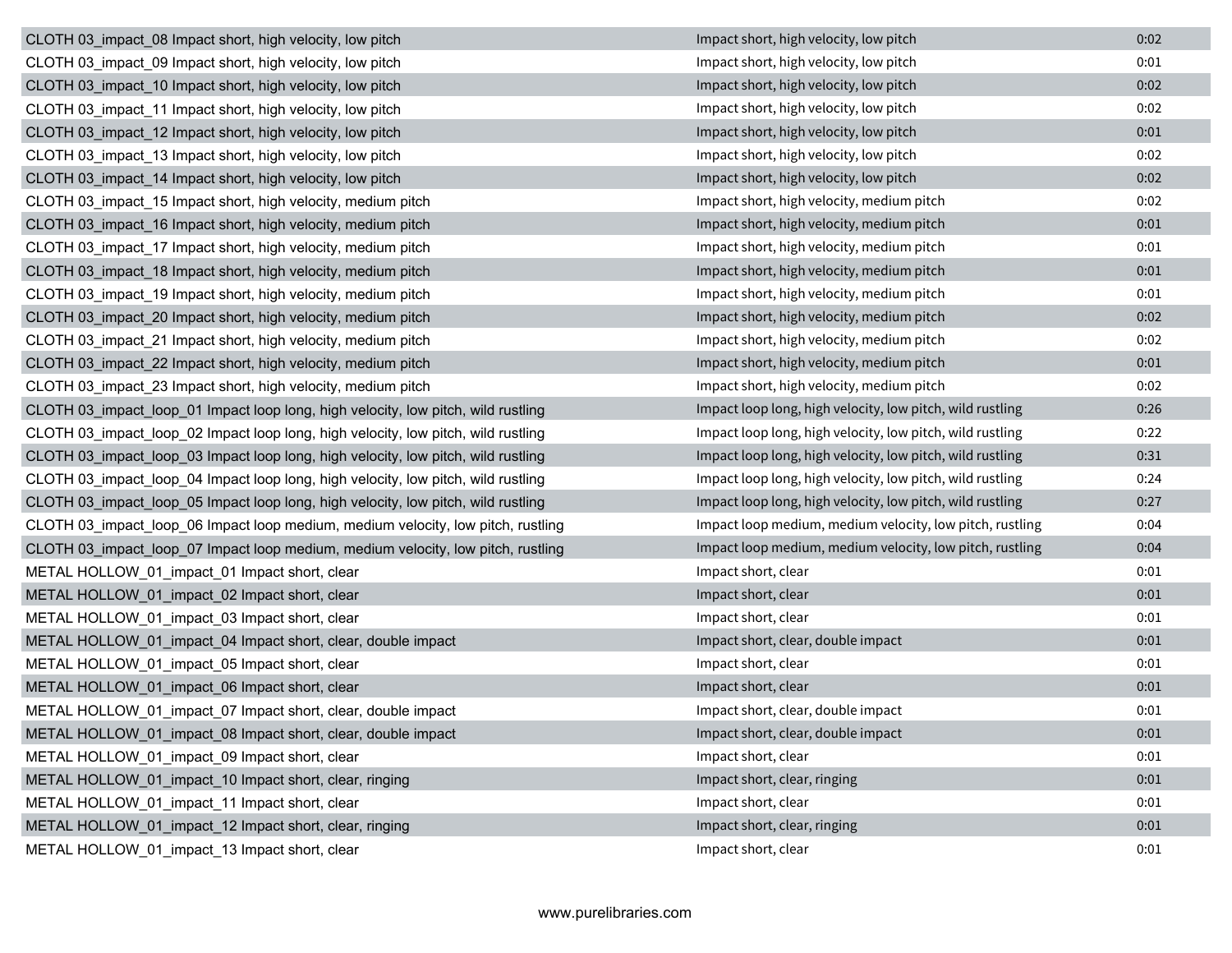| | | |
|---|---|---|
| CLOTH 03_impact_08 Impact short, high velocity, low pitch | Impact short, high velocity, low pitch | 0:02 |
| CLOTH 03_impact_09 Impact short, high velocity, low pitch | Impact short, high velocity, low pitch | 0:01 |
| CLOTH 03_impact_10 Impact short, high velocity, low pitch | Impact short, high velocity, low pitch | 0:02 |
| CLOTH 03_impact_11 Impact short, high velocity, low pitch | Impact short, high velocity, low pitch | 0:02 |
| CLOTH 03_impact_12 Impact short, high velocity, low pitch | Impact short, high velocity, low pitch | 0:01 |
| CLOTH 03_impact_13 Impact short, high velocity, low pitch | Impact short, high velocity, low pitch | 0:02 |
| CLOTH 03_impact_14 Impact short, high velocity, low pitch | Impact short, high velocity, low pitch | 0:02 |
| CLOTH 03_impact_15 Impact short, high velocity, medium pitch | Impact short, high velocity, medium pitch | 0:02 |
| CLOTH 03_impact_16 Impact short, high velocity, medium pitch | Impact short, high velocity, medium pitch | 0:01 |
| CLOTH 03_impact_17 Impact short, high velocity, medium pitch | Impact short, high velocity, medium pitch | 0:01 |
| CLOTH 03_impact_18 Impact short, high velocity, medium pitch | Impact short, high velocity, medium pitch | 0:01 |
| CLOTH 03_impact_19 Impact short, high velocity, medium pitch | Impact short, high velocity, medium pitch | 0:01 |
| CLOTH 03_impact_20 Impact short, high velocity, medium pitch | Impact short, high velocity, medium pitch | 0:02 |
| CLOTH 03_impact_21 Impact short, high velocity, medium pitch | Impact short, high velocity, medium pitch | 0:02 |
| CLOTH 03_impact_22 Impact short, high velocity, medium pitch | Impact short, high velocity, medium pitch | 0:01 |
| CLOTH 03_impact_23 Impact short, high velocity, medium pitch | Impact short, high velocity, medium pitch | 0:02 |
| CLOTH 03_impact_loop_01 Impact loop long, high velocity, low pitch, wild rustling | Impact loop long, high velocity, low pitch, wild rustling | 0:26 |
| CLOTH 03_impact_loop_02 Impact loop long, high velocity, low pitch, wild rustling | Impact loop long, high velocity, low pitch, wild rustling | 0:22 |
| CLOTH 03_impact_loop_03 Impact loop long, high velocity, low pitch, wild rustling | Impact loop long, high velocity, low pitch, wild rustling | 0:31 |
| CLOTH 03_impact_loop_04 Impact loop long, high velocity, low pitch, wild rustling | Impact loop long, high velocity, low pitch, wild rustling | 0:24 |
| CLOTH 03_impact_loop_05 Impact loop long, high velocity, low pitch, wild rustling | Impact loop long, high velocity, low pitch, wild rustling | 0:27 |
| CLOTH 03_impact_loop_06 Impact loop medium, medium velocity, low pitch, rustling | Impact loop medium, medium velocity, low pitch, rustling | 0:04 |
| CLOTH 03_impact_loop_07 Impact loop medium, medium velocity, low pitch, rustling | Impact loop medium, medium velocity, low pitch, rustling | 0:04 |
| METAL HOLLOW_01_impact_01 Impact short, clear | Impact short, clear | 0:01 |
| METAL HOLLOW_01_impact_02 Impact short, clear | Impact short, clear | 0:01 |
| METAL HOLLOW_01_impact_03 Impact short, clear | Impact short, clear | 0:01 |
| METAL HOLLOW_01_impact_04 Impact short, clear, double impact | Impact short, clear, double impact | 0:01 |
| METAL HOLLOW_01_impact_05 Impact short, clear | Impact short, clear | 0:01 |
| METAL HOLLOW_01_impact_06 Impact short, clear | Impact short, clear | 0:01 |
| METAL HOLLOW_01_impact_07 Impact short, clear, double impact | Impact short, clear, double impact | 0:01 |
| METAL HOLLOW_01_impact_08 Impact short, clear, double impact | Impact short, clear, double impact | 0:01 |
| METAL HOLLOW_01_impact_09 Impact short, clear | Impact short, clear | 0:01 |
| METAL HOLLOW_01_impact_10 Impact short, clear, ringing | Impact short, clear, ringing | 0:01 |
| METAL HOLLOW_01_impact_11 Impact short, clear | Impact short, clear | 0:01 |
| METAL HOLLOW_01_impact_12 Impact short, clear, ringing | Impact short, clear, ringing | 0:01 |
| METAL HOLLOW_01_impact_13 Impact short, clear | Impact short, clear | 0:01 |

www.purelibraries.com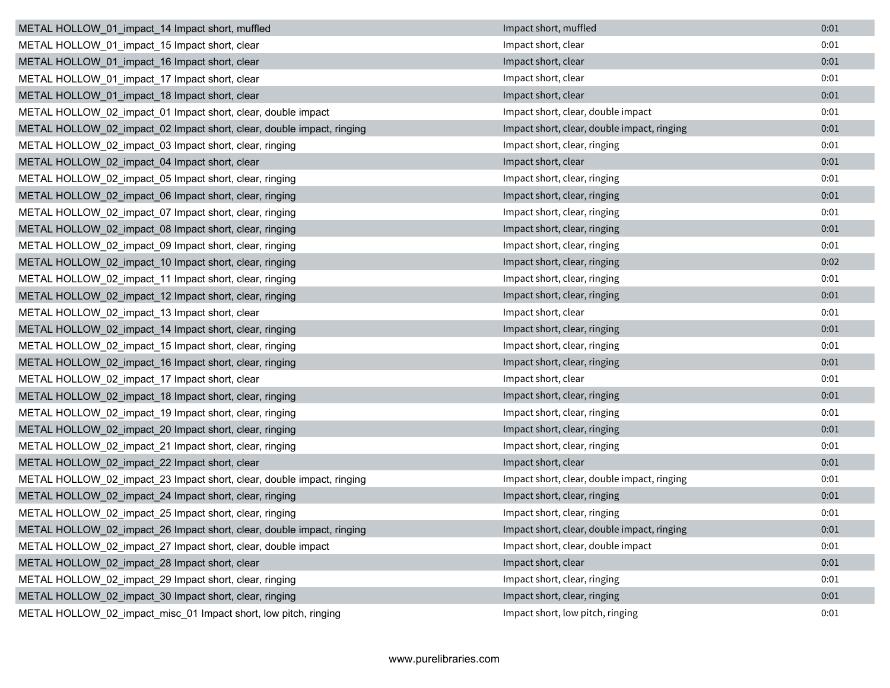| | | |
|---|---|---|
| METAL HOLLOW_01_impact_14 Impact short, muffled | Impact short, muffled | 0:01 |
| METAL HOLLOW_01_impact_15 Impact short, clear | Impact short, clear | 0:01 |
| METAL HOLLOW_01_impact_16 Impact short, clear | Impact short, clear | 0:01 |
| METAL HOLLOW_01_impact_17 Impact short, clear | Impact short, clear | 0:01 |
| METAL HOLLOW_01_impact_18 Impact short, clear | Impact short, clear | 0:01 |
| METAL HOLLOW_02_impact_01 Impact short, clear, double impact | Impact short, clear, double impact | 0:01 |
| METAL HOLLOW_02_impact_02 Impact short, clear, double impact, ringing | Impact short, clear, double impact, ringing | 0:01 |
| METAL HOLLOW_02_impact_03 Impact short, clear, ringing | Impact short, clear, ringing | 0:01 |
| METAL HOLLOW_02_impact_04 Impact short, clear | Impact short, clear | 0:01 |
| METAL HOLLOW_02_impact_05 Impact short, clear, ringing | Impact short, clear, ringing | 0:01 |
| METAL HOLLOW_02_impact_06 Impact short, clear, ringing | Impact short, clear, ringing | 0:01 |
| METAL HOLLOW_02_impact_07 Impact short, clear, ringing | Impact short, clear, ringing | 0:01 |
| METAL HOLLOW_02_impact_08 Impact short, clear, ringing | Impact short, clear, ringing | 0:01 |
| METAL HOLLOW_02_impact_09 Impact short, clear, ringing | Impact short, clear, ringing | 0:01 |
| METAL HOLLOW_02_impact_10 Impact short, clear, ringing | Impact short, clear, ringing | 0:02 |
| METAL HOLLOW_02_impact_11 Impact short, clear, ringing | Impact short, clear, ringing | 0:01 |
| METAL HOLLOW_02_impact_12 Impact short, clear, ringing | Impact short, clear, ringing | 0:01 |
| METAL HOLLOW_02_impact_13 Impact short, clear | Impact short, clear | 0:01 |
| METAL HOLLOW_02_impact_14 Impact short, clear, ringing | Impact short, clear, ringing | 0:01 |
| METAL HOLLOW_02_impact_15 Impact short, clear, ringing | Impact short, clear, ringing | 0:01 |
| METAL HOLLOW_02_impact_16 Impact short, clear, ringing | Impact short, clear, ringing | 0:01 |
| METAL HOLLOW_02_impact_17 Impact short, clear | Impact short, clear | 0:01 |
| METAL HOLLOW_02_impact_18 Impact short, clear, ringing | Impact short, clear, ringing | 0:01 |
| METAL HOLLOW_02_impact_19 Impact short, clear, ringing | Impact short, clear, ringing | 0:01 |
| METAL HOLLOW_02_impact_20 Impact short, clear, ringing | Impact short, clear, ringing | 0:01 |
| METAL HOLLOW_02_impact_21 Impact short, clear, ringing | Impact short, clear, ringing | 0:01 |
| METAL HOLLOW_02_impact_22 Impact short, clear | Impact short, clear | 0:01 |
| METAL HOLLOW_02_impact_23 Impact short, clear, double impact, ringing | Impact short, clear, double impact, ringing | 0:01 |
| METAL HOLLOW_02_impact_24 Impact short, clear, ringing | Impact short, clear, ringing | 0:01 |
| METAL HOLLOW_02_impact_25 Impact short, clear, ringing | Impact short, clear, ringing | 0:01 |
| METAL HOLLOW_02_impact_26 Impact short, clear, double impact, ringing | Impact short, clear, double impact, ringing | 0:01 |
| METAL HOLLOW_02_impact_27 Impact short, clear, double impact | Impact short, clear, double impact | 0:01 |
| METAL HOLLOW_02_impact_28 Impact short, clear | Impact short, clear | 0:01 |
| METAL HOLLOW_02_impact_29 Impact short, clear, ringing | Impact short, clear, ringing | 0:01 |
| METAL HOLLOW_02_impact_30 Impact short, clear, ringing | Impact short, clear, ringing | 0:01 |
| METAL HOLLOW_02_impact_misc_01 Impact short, low pitch, ringing | Impact short, low pitch, ringing | 0:01 |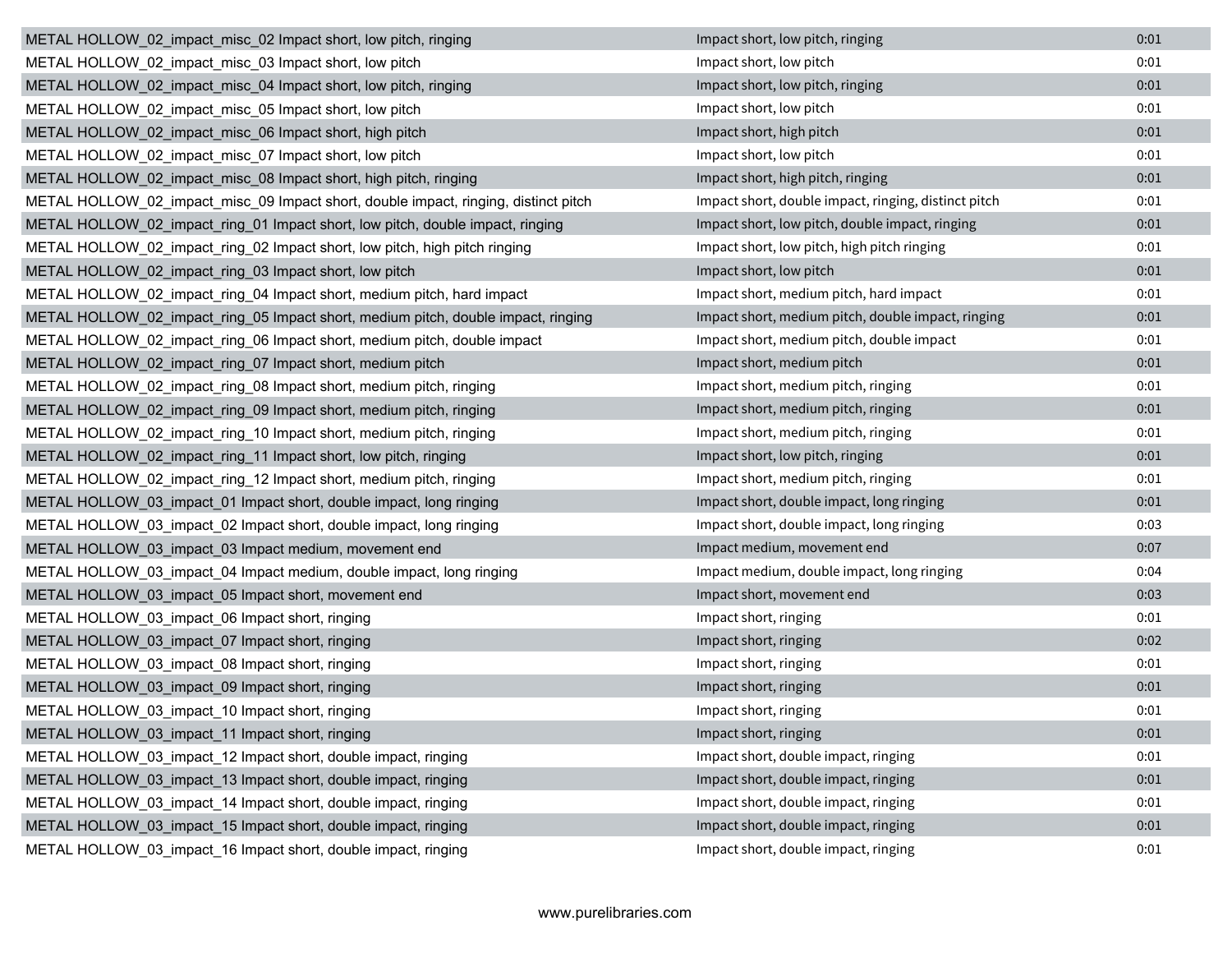| | | |
|---|---|---|
| METAL HOLLOW_02_impact_misc_02 Impact short, low pitch, ringing | Impact short, low pitch, ringing | 0:01 |
| METAL HOLLOW_02_impact_misc_03 Impact short, low pitch | Impact short, low pitch | 0:01 |
| METAL HOLLOW_02_impact_misc_04 Impact short, low pitch, ringing | Impact short, low pitch, ringing | 0:01 |
| METAL HOLLOW_02_impact_misc_05 Impact short, low pitch | Impact short, low pitch | 0:01 |
| METAL HOLLOW_02_impact_misc_06 Impact short, high pitch | Impact short, high pitch | 0:01 |
| METAL HOLLOW_02_impact_misc_07 Impact short, low pitch | Impact short, low pitch | 0:01 |
| METAL HOLLOW_02_impact_misc_08 Impact short, high pitch, ringing | Impact short, high pitch, ringing | 0:01 |
| METAL HOLLOW_02_impact_misc_09 Impact short, double impact, ringing, distinct pitch | Impact short, double impact, ringing, distinct pitch | 0:01 |
| METAL HOLLOW_02_impact_ring_01 Impact short, low pitch, double impact, ringing | Impact short, low pitch, double impact, ringing | 0:01 |
| METAL HOLLOW_02_impact_ring_02 Impact short, low pitch, high pitch ringing | Impact short, low pitch, high pitch ringing | 0:01 |
| METAL HOLLOW_02_impact_ring_03 Impact short, low pitch | Impact short, low pitch | 0:01 |
| METAL HOLLOW_02_impact_ring_04 Impact short, medium pitch, hard impact | Impact short, medium pitch, hard impact | 0:01 |
| METAL HOLLOW_02_impact_ring_05 Impact short, medium pitch, double impact, ringing | Impact short, medium pitch, double impact, ringing | 0:01 |
| METAL HOLLOW_02_impact_ring_06 Impact short, medium pitch, double impact | Impact short, medium pitch, double impact | 0:01 |
| METAL HOLLOW_02_impact_ring_07 Impact short, medium pitch | Impact short, medium pitch | 0:01 |
| METAL HOLLOW_02_impact_ring_08 Impact short, medium pitch, ringing | Impact short, medium pitch, ringing | 0:01 |
| METAL HOLLOW_02_impact_ring_09 Impact short, medium pitch, ringing | Impact short, medium pitch, ringing | 0:01 |
| METAL HOLLOW_02_impact_ring_10 Impact short, medium pitch, ringing | Impact short, medium pitch, ringing | 0:01 |
| METAL HOLLOW_02_impact_ring_11 Impact short, low pitch, ringing | Impact short, low pitch, ringing | 0:01 |
| METAL HOLLOW_02_impact_ring_12 Impact short, medium pitch, ringing | Impact short, medium pitch, ringing | 0:01 |
| METAL HOLLOW_03_impact_01 Impact short, double impact, long ringing | Impact short, double impact, long ringing | 0:01 |
| METAL HOLLOW_03_impact_02 Impact short, double impact, long ringing | Impact short, double impact, long ringing | 0:03 |
| METAL HOLLOW_03_impact_03 Impact medium, movement end | Impact medium, movement end | 0:07 |
| METAL HOLLOW_03_impact_04 Impact medium, double impact, long ringing | Impact medium, double impact, long ringing | 0:04 |
| METAL HOLLOW_03_impact_05 Impact short, movement end | Impact short, movement end | 0:03 |
| METAL HOLLOW_03_impact_06 Impact short, ringing | Impact short, ringing | 0:01 |
| METAL HOLLOW_03_impact_07 Impact short, ringing | Impact short, ringing | 0:02 |
| METAL HOLLOW_03_impact_08 Impact short, ringing | Impact short, ringing | 0:01 |
| METAL HOLLOW_03_impact_09 Impact short, ringing | Impact short, ringing | 0:01 |
| METAL HOLLOW_03_impact_10 Impact short, ringing | Impact short, ringing | 0:01 |
| METAL HOLLOW_03_impact_11 Impact short, ringing | Impact short, ringing | 0:01 |
| METAL HOLLOW_03_impact_12 Impact short, double impact, ringing | Impact short, double impact, ringing | 0:01 |
| METAL HOLLOW_03_impact_13 Impact short, double impact, ringing | Impact short, double impact, ringing | 0:01 |
| METAL HOLLOW_03_impact_14 Impact short, double impact, ringing | Impact short, double impact, ringing | 0:01 |
| METAL HOLLOW_03_impact_15 Impact short, double impact, ringing | Impact short, double impact, ringing | 0:01 |
| METAL HOLLOW_03_impact_16 Impact short, double impact, ringing | Impact short, double impact, ringing | 0:01 |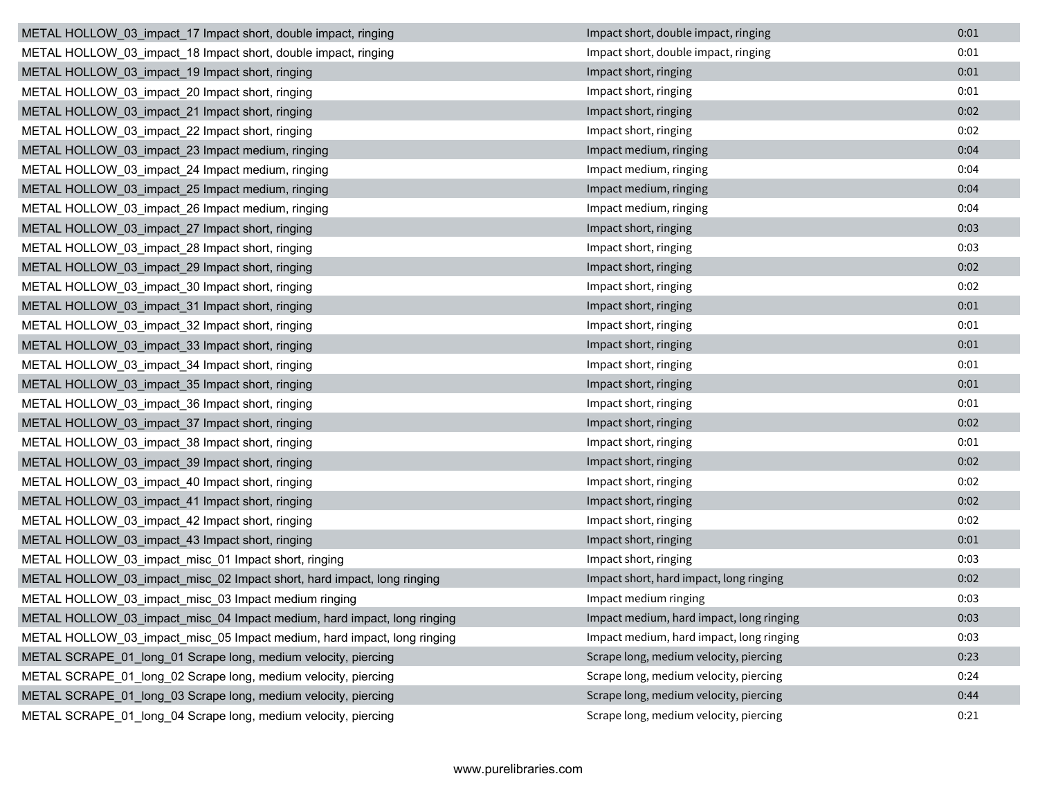| | | |
|---|---|---|
| METAL HOLLOW_03_impact_17 Impact short, double impact, ringing | Impact short, double impact, ringing | 0:01 |
| METAL HOLLOW_03_impact_18 Impact short, double impact, ringing | Impact short, double impact, ringing | 0:01 |
| METAL HOLLOW_03_impact_19 Impact short, ringing | Impact short, ringing | 0:01 |
| METAL HOLLOW_03_impact_20 Impact short, ringing | Impact short, ringing | 0:01 |
| METAL HOLLOW_03_impact_21 Impact short, ringing | Impact short, ringing | 0:02 |
| METAL HOLLOW_03_impact_22 Impact short, ringing | Impact short, ringing | 0:02 |
| METAL HOLLOW_03_impact_23 Impact medium, ringing | Impact medium, ringing | 0:04 |
| METAL HOLLOW_03_impact_24 Impact medium, ringing | Impact medium, ringing | 0:04 |
| METAL HOLLOW_03_impact_25 Impact medium, ringing | Impact medium, ringing | 0:04 |
| METAL HOLLOW_03_impact_26 Impact medium, ringing | Impact medium, ringing | 0:04 |
| METAL HOLLOW_03_impact_27 Impact short, ringing | Impact short, ringing | 0:03 |
| METAL HOLLOW_03_impact_28 Impact short, ringing | Impact short, ringing | 0:03 |
| METAL HOLLOW_03_impact_29 Impact short, ringing | Impact short, ringing | 0:02 |
| METAL HOLLOW_03_impact_30 Impact short, ringing | Impact short, ringing | 0:02 |
| METAL HOLLOW_03_impact_31 Impact short, ringing | Impact short, ringing | 0:01 |
| METAL HOLLOW_03_impact_32 Impact short, ringing | Impact short, ringing | 0:01 |
| METAL HOLLOW_03_impact_33 Impact short, ringing | Impact short, ringing | 0:01 |
| METAL HOLLOW_03_impact_34 Impact short, ringing | Impact short, ringing | 0:01 |
| METAL HOLLOW_03_impact_35 Impact short, ringing | Impact short, ringing | 0:01 |
| METAL HOLLOW_03_impact_36 Impact short, ringing | Impact short, ringing | 0:01 |
| METAL HOLLOW_03_impact_37 Impact short, ringing | Impact short, ringing | 0:02 |
| METAL HOLLOW_03_impact_38 Impact short, ringing | Impact short, ringing | 0:01 |
| METAL HOLLOW_03_impact_39 Impact short, ringing | Impact short, ringing | 0:02 |
| METAL HOLLOW_03_impact_40 Impact short, ringing | Impact short, ringing | 0:02 |
| METAL HOLLOW_03_impact_41 Impact short, ringing | Impact short, ringing | 0:02 |
| METAL HOLLOW_03_impact_42 Impact short, ringing | Impact short, ringing | 0:02 |
| METAL HOLLOW_03_impact_43 Impact short, ringing | Impact short, ringing | 0:01 |
| METAL HOLLOW_03_impact_misc_01 Impact short, ringing | Impact short, ringing | 0:03 |
| METAL HOLLOW_03_impact_misc_02 Impact short, hard impact, long ringing | Impact short, hard impact, long ringing | 0:02 |
| METAL HOLLOW_03_impact_misc_03 Impact medium ringing | Impact medium ringing | 0:03 |
| METAL HOLLOW_03_impact_misc_04 Impact medium, hard impact, long ringing | Impact medium, hard impact, long ringing | 0:03 |
| METAL HOLLOW_03_impact_misc_05 Impact medium, hard impact, long ringing | Impact medium, hard impact, long ringing | 0:03 |
| METAL SCRAPE_01_long_01 Scrape long, medium velocity, piercing | Scrape long, medium velocity, piercing | 0:23 |
| METAL SCRAPE_01_long_02 Scrape long, medium velocity, piercing | Scrape long, medium velocity, piercing | 0:24 |
| METAL SCRAPE_01_long_03 Scrape long, medium velocity, piercing | Scrape long, medium velocity, piercing | 0:44 |
| METAL SCRAPE_01_long_04 Scrape long, medium velocity, piercing | Scrape long, medium velocity, piercing | 0:21 |

www.purelibraries.com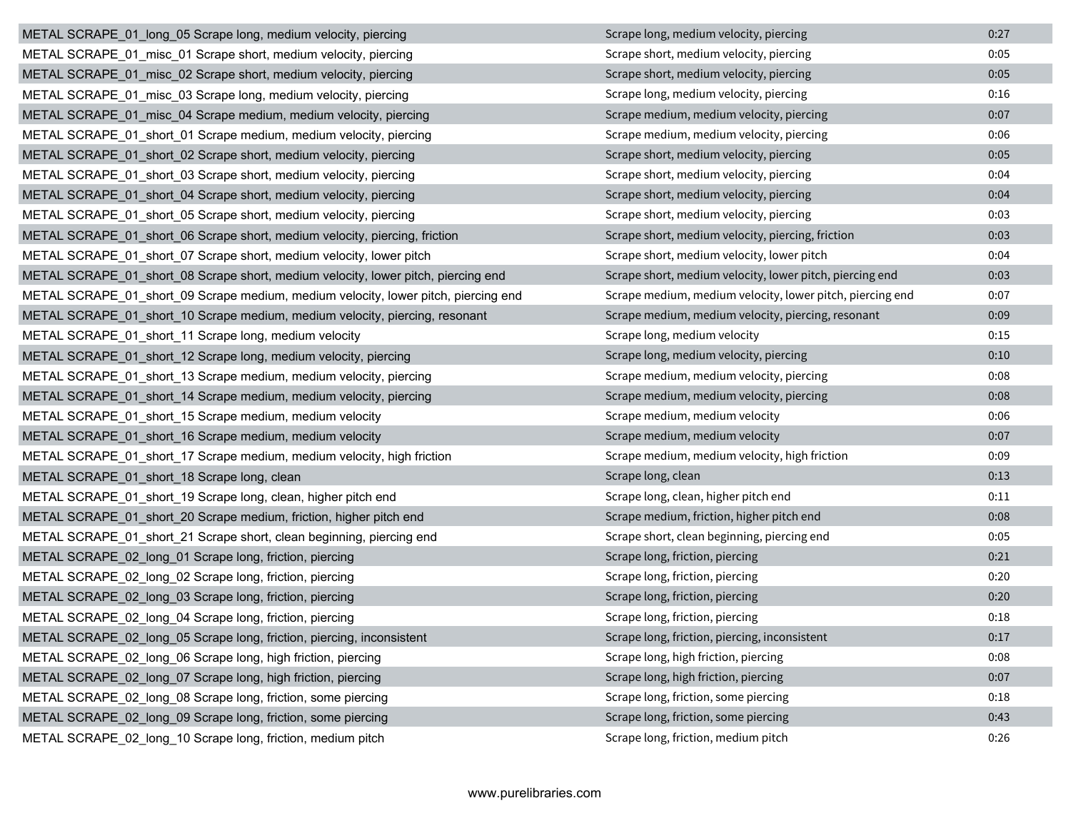| | | |
|---|---|---|
| METAL SCRAPE_01_long_05 Scrape long, medium velocity, piercing | Scrape long, medium velocity, piercing | 0:27 |
| METAL SCRAPE_01_misc_01 Scrape short, medium velocity, piercing | Scrape short, medium velocity, piercing | 0:05 |
| METAL SCRAPE_01_misc_02 Scrape short, medium velocity, piercing | Scrape short, medium velocity, piercing | 0:05 |
| METAL SCRAPE_01_misc_03 Scrape long, medium velocity, piercing | Scrape long, medium velocity, piercing | 0:16 |
| METAL SCRAPE_01_misc_04 Scrape medium, medium velocity, piercing | Scrape medium, medium velocity, piercing | 0:07 |
| METAL SCRAPE_01_short_01 Scrape medium, medium velocity, piercing | Scrape medium, medium velocity, piercing | 0:06 |
| METAL SCRAPE_01_short_02 Scrape short, medium velocity, piercing | Scrape short, medium velocity, piercing | 0:05 |
| METAL SCRAPE_01_short_03 Scrape short, medium velocity, piercing | Scrape short, medium velocity, piercing | 0:04 |
| METAL SCRAPE_01_short_04 Scrape short, medium velocity, piercing | Scrape short, medium velocity, piercing | 0:04 |
| METAL SCRAPE_01_short_05 Scrape short, medium velocity, piercing | Scrape short, medium velocity, piercing | 0:03 |
| METAL SCRAPE_01_short_06 Scrape short, medium velocity, piercing, friction | Scrape short, medium velocity, piercing, friction | 0:03 |
| METAL SCRAPE_01_short_07 Scrape short, medium velocity, lower pitch | Scrape short, medium velocity, lower pitch | 0:04 |
| METAL SCRAPE_01_short_08 Scrape short, medium velocity, lower pitch, piercing end | Scrape short, medium velocity, lower pitch, piercing end | 0:03 |
| METAL SCRAPE_01_short_09 Scrape medium, medium velocity, lower pitch, piercing end | Scrape medium, medium velocity, lower pitch, piercing end | 0:07 |
| METAL SCRAPE_01_short_10 Scrape medium, medium velocity, piercing, resonant | Scrape medium, medium velocity, piercing, resonant | 0:09 |
| METAL SCRAPE_01_short_11 Scrape long, medium velocity | Scrape long, medium velocity | 0:15 |
| METAL SCRAPE_01_short_12 Scrape long, medium velocity, piercing | Scrape long, medium velocity, piercing | 0:10 |
| METAL SCRAPE_01_short_13 Scrape medium, medium velocity, piercing | Scrape medium, medium velocity, piercing | 0:08 |
| METAL SCRAPE_01_short_14 Scrape medium, medium velocity, piercing | Scrape medium, medium velocity, piercing | 0:08 |
| METAL SCRAPE_01_short_15 Scrape medium, medium velocity | Scrape medium, medium velocity | 0:06 |
| METAL SCRAPE_01_short_16 Scrape medium, medium velocity | Scrape medium, medium velocity | 0:07 |
| METAL SCRAPE_01_short_17 Scrape medium, medium velocity, high friction | Scrape medium, medium velocity, high friction | 0:09 |
| METAL SCRAPE_01_short_18 Scrape long, clean | Scrape long, clean | 0:13 |
| METAL SCRAPE_01_short_19 Scrape long, clean, higher pitch end | Scrape long, clean, higher pitch end | 0:11 |
| METAL SCRAPE_01_short_20 Scrape medium, friction, higher pitch end | Scrape medium, friction, higher pitch end | 0:08 |
| METAL SCRAPE_01_short_21 Scrape short, clean beginning, piercing end | Scrape short, clean beginning, piercing end | 0:05 |
| METAL SCRAPE_02_long_01 Scrape long, friction, piercing | Scrape long, friction, piercing | 0:21 |
| METAL SCRAPE_02_long_02 Scrape long, friction, piercing | Scrape long, friction, piercing | 0:20 |
| METAL SCRAPE_02_long_03 Scrape long, friction, piercing | Scrape long, friction, piercing | 0:20 |
| METAL SCRAPE_02_long_04 Scrape long, friction, piercing | Scrape long, friction, piercing | 0:18 |
| METAL SCRAPE_02_long_05 Scrape long, friction, piercing, inconsistent | Scrape long, friction, piercing, inconsistent | 0:17 |
| METAL SCRAPE_02_long_06 Scrape long, high friction, piercing | Scrape long, high friction, piercing | 0:08 |
| METAL SCRAPE_02_long_07 Scrape long, high friction, piercing | Scrape long, high friction, piercing | 0:07 |
| METAL SCRAPE_02_long_08 Scrape long, friction, some piercing | Scrape long, friction, some piercing | 0:18 |
| METAL SCRAPE_02_long_09 Scrape long, friction, some piercing | Scrape long, friction, some piercing | 0:43 |
| METAL SCRAPE_02_long_10 Scrape long, friction, medium pitch | Scrape long, friction, medium pitch | 0:26 |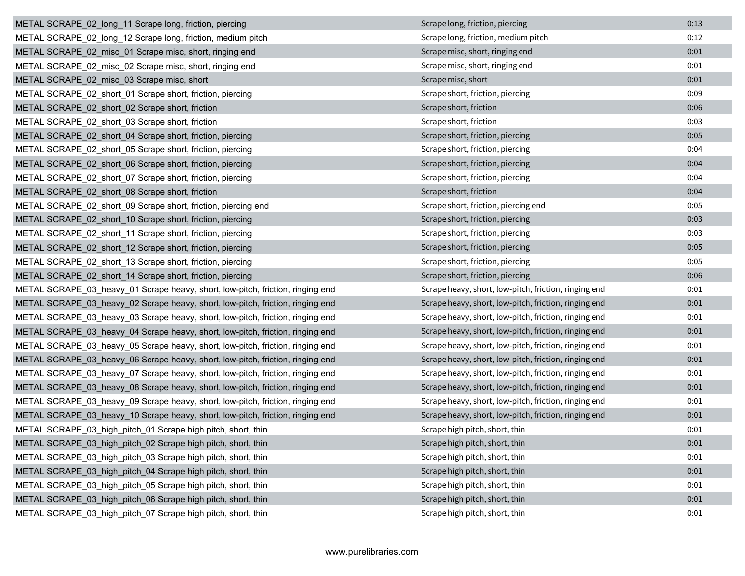| | | |
|---|---|---|
| METAL SCRAPE_02_long_11 Scrape long, friction, piercing | Scrape long, friction, piercing | 0:13 |
| METAL SCRAPE_02_long_12 Scrape long, friction, medium pitch | Scrape long, friction, medium pitch | 0:12 |
| METAL SCRAPE_02_misc_01 Scrape misc, short, ringing end | Scrape misc, short, ringing end | 0:01 |
| METAL SCRAPE_02_misc_02 Scrape misc, short, ringing end | Scrape misc, short, ringing end | 0:01 |
| METAL SCRAPE_02_misc_03 Scrape misc, short | Scrape misc, short | 0:01 |
| METAL SCRAPE_02_short_01 Scrape short, friction, piercing | Scrape short, friction, piercing | 0:09 |
| METAL SCRAPE_02_short_02 Scrape short, friction | Scrape short, friction | 0:06 |
| METAL SCRAPE_02_short_03 Scrape short, friction | Scrape short, friction | 0:03 |
| METAL SCRAPE_02_short_04 Scrape short, friction, piercing | Scrape short, friction, piercing | 0:05 |
| METAL SCRAPE_02_short_05 Scrape short, friction, piercing | Scrape short, friction, piercing | 0:04 |
| METAL SCRAPE_02_short_06 Scrape short, friction, piercing | Scrape short, friction, piercing | 0:04 |
| METAL SCRAPE_02_short_07 Scrape short, friction, piercing | Scrape short, friction, piercing | 0:04 |
| METAL SCRAPE_02_short_08 Scrape short, friction | Scrape short, friction | 0:04 |
| METAL SCRAPE_02_short_09 Scrape short, friction, piercing end | Scrape short, friction, piercing end | 0:05 |
| METAL SCRAPE_02_short_10 Scrape short, friction, piercing | Scrape short, friction, piercing | 0:03 |
| METAL SCRAPE_02_short_11 Scrape short, friction, piercing | Scrape short, friction, piercing | 0:03 |
| METAL SCRAPE_02_short_12 Scrape short, friction, piercing | Scrape short, friction, piercing | 0:05 |
| METAL SCRAPE_02_short_13 Scrape short, friction, piercing | Scrape short, friction, piercing | 0:05 |
| METAL SCRAPE_02_short_14 Scrape short, friction, piercing | Scrape short, friction, piercing | 0:06 |
| METAL SCRAPE_03_heavy_01 Scrape heavy, short, low-pitch, friction, ringing end | Scrape heavy, short, low-pitch, friction, ringing end | 0:01 |
| METAL SCRAPE_03_heavy_02 Scrape heavy, short, low-pitch, friction, ringing end | Scrape heavy, short, low-pitch, friction, ringing end | 0:01 |
| METAL SCRAPE_03_heavy_03 Scrape heavy, short, low-pitch, friction, ringing end | Scrape heavy, short, low-pitch, friction, ringing end | 0:01 |
| METAL SCRAPE_03_heavy_04 Scrape heavy, short, low-pitch, friction, ringing end | Scrape heavy, short, low-pitch, friction, ringing end | 0:01 |
| METAL SCRAPE_03_heavy_05 Scrape heavy, short, low-pitch, friction, ringing end | Scrape heavy, short, low-pitch, friction, ringing end | 0:01 |
| METAL SCRAPE_03_heavy_06 Scrape heavy, short, low-pitch, friction, ringing end | Scrape heavy, short, low-pitch, friction, ringing end | 0:01 |
| METAL SCRAPE_03_heavy_07 Scrape heavy, short, low-pitch, friction, ringing end | Scrape heavy, short, low-pitch, friction, ringing end | 0:01 |
| METAL SCRAPE_03_heavy_08 Scrape heavy, short, low-pitch, friction, ringing end | Scrape heavy, short, low-pitch, friction, ringing end | 0:01 |
| METAL SCRAPE_03_heavy_09 Scrape heavy, short, low-pitch, friction, ringing end | Scrape heavy, short, low-pitch, friction, ringing end | 0:01 |
| METAL SCRAPE_03_heavy_10 Scrape heavy, short, low-pitch, friction, ringing end | Scrape heavy, short, low-pitch, friction, ringing end | 0:01 |
| METAL SCRAPE_03_high_pitch_01 Scrape high pitch, short, thin | Scrape high pitch, short, thin | 0:01 |
| METAL SCRAPE_03_high_pitch_02 Scrape high pitch, short, thin | Scrape high pitch, short, thin | 0:01 |
| METAL SCRAPE_03_high_pitch_03 Scrape high pitch, short, thin | Scrape high pitch, short, thin | 0:01 |
| METAL SCRAPE_03_high_pitch_04 Scrape high pitch, short, thin | Scrape high pitch, short, thin | 0:01 |
| METAL SCRAPE_03_high_pitch_05 Scrape high pitch, short, thin | Scrape high pitch, short, thin | 0:01 |
| METAL SCRAPE_03_high_pitch_06 Scrape high pitch, short, thin | Scrape high pitch, short, thin | 0:01 |
| METAL SCRAPE_03_high_pitch_07 Scrape high pitch, short, thin | Scrape high pitch, short, thin | 0:01 |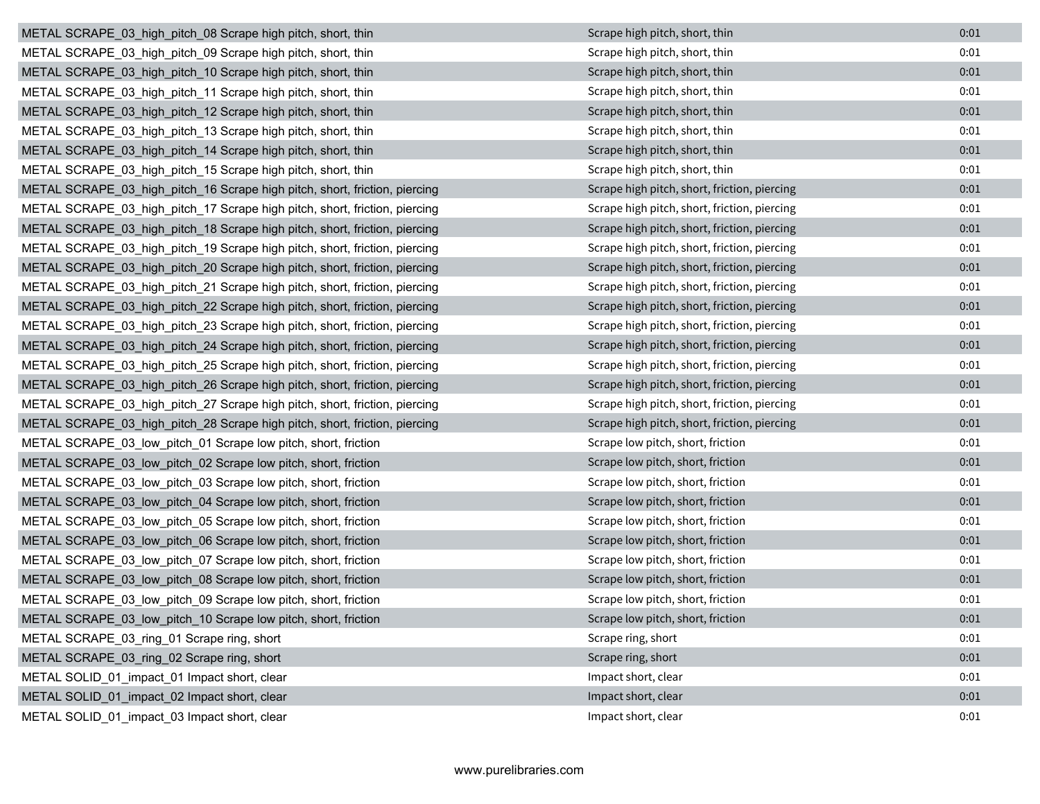| | | |
|---|---|---|
| METAL SCRAPE_03_high_pitch_08 Scrape high pitch, short, thin | Scrape high pitch, short, thin | 0:01 |
| METAL SCRAPE_03_high_pitch_09 Scrape high pitch, short, thin | Scrape high pitch, short, thin | 0:01 |
| METAL SCRAPE_03_high_pitch_10 Scrape high pitch, short, thin | Scrape high pitch, short, thin | 0:01 |
| METAL SCRAPE_03_high_pitch_11 Scrape high pitch, short, thin | Scrape high pitch, short, thin | 0:01 |
| METAL SCRAPE_03_high_pitch_12 Scrape high pitch, short, thin | Scrape high pitch, short, thin | 0:01 |
| METAL SCRAPE_03_high_pitch_13 Scrape high pitch, short, thin | Scrape high pitch, short, thin | 0:01 |
| METAL SCRAPE_03_high_pitch_14 Scrape high pitch, short, thin | Scrape high pitch, short, thin | 0:01 |
| METAL SCRAPE_03_high_pitch_15 Scrape high pitch, short, thin | Scrape high pitch, short, thin | 0:01 |
| METAL SCRAPE_03_high_pitch_16 Scrape high pitch, short, friction, piercing | Scrape high pitch, short, friction, piercing | 0:01 |
| METAL SCRAPE_03_high_pitch_17 Scrape high pitch, short, friction, piercing | Scrape high pitch, short, friction, piercing | 0:01 |
| METAL SCRAPE_03_high_pitch_18 Scrape high pitch, short, friction, piercing | Scrape high pitch, short, friction, piercing | 0:01 |
| METAL SCRAPE_03_high_pitch_19 Scrape high pitch, short, friction, piercing | Scrape high pitch, short, friction, piercing | 0:01 |
| METAL SCRAPE_03_high_pitch_20 Scrape high pitch, short, friction, piercing | Scrape high pitch, short, friction, piercing | 0:01 |
| METAL SCRAPE_03_high_pitch_21 Scrape high pitch, short, friction, piercing | Scrape high pitch, short, friction, piercing | 0:01 |
| METAL SCRAPE_03_high_pitch_22 Scrape high pitch, short, friction, piercing | Scrape high pitch, short, friction, piercing | 0:01 |
| METAL SCRAPE_03_high_pitch_23 Scrape high pitch, short, friction, piercing | Scrape high pitch, short, friction, piercing | 0:01 |
| METAL SCRAPE_03_high_pitch_24 Scrape high pitch, short, friction, piercing | Scrape high pitch, short, friction, piercing | 0:01 |
| METAL SCRAPE_03_high_pitch_25 Scrape high pitch, short, friction, piercing | Scrape high pitch, short, friction, piercing | 0:01 |
| METAL SCRAPE_03_high_pitch_26 Scrape high pitch, short, friction, piercing | Scrape high pitch, short, friction, piercing | 0:01 |
| METAL SCRAPE_03_high_pitch_27 Scrape high pitch, short, friction, piercing | Scrape high pitch, short, friction, piercing | 0:01 |
| METAL SCRAPE_03_high_pitch_28 Scrape high pitch, short, friction, piercing | Scrape high pitch, short, friction, piercing | 0:01 |
| METAL SCRAPE_03_low_pitch_01 Scrape low pitch, short, friction | Scrape low pitch, short, friction | 0:01 |
| METAL SCRAPE_03_low_pitch_02 Scrape low pitch, short, friction | Scrape low pitch, short, friction | 0:01 |
| METAL SCRAPE_03_low_pitch_03 Scrape low pitch, short, friction | Scrape low pitch, short, friction | 0:01 |
| METAL SCRAPE_03_low_pitch_04 Scrape low pitch, short, friction | Scrape low pitch, short, friction | 0:01 |
| METAL SCRAPE_03_low_pitch_05 Scrape low pitch, short, friction | Scrape low pitch, short, friction | 0:01 |
| METAL SCRAPE_03_low_pitch_06 Scrape low pitch, short, friction | Scrape low pitch, short, friction | 0:01 |
| METAL SCRAPE_03_low_pitch_07 Scrape low pitch, short, friction | Scrape low pitch, short, friction | 0:01 |
| METAL SCRAPE_03_low_pitch_08 Scrape low pitch, short, friction | Scrape low pitch, short, friction | 0:01 |
| METAL SCRAPE_03_low_pitch_09 Scrape low pitch, short, friction | Scrape low pitch, short, friction | 0:01 |
| METAL SCRAPE_03_low_pitch_10 Scrape low pitch, short, friction | Scrape low pitch, short, friction | 0:01 |
| METAL SCRAPE_03_ring_01 Scrape ring, short | Scrape ring, short | 0:01 |
| METAL SCRAPE_03_ring_02 Scrape ring, short | Scrape ring, short | 0:01 |
| METAL SOLID_01_impact_01 Impact short, clear | Impact short, clear | 0:01 |
| METAL SOLID_01_impact_02 Impact short, clear | Impact short, clear | 0:01 |
| METAL SOLID_01_impact_03 Impact short, clear | Impact short, clear | 0:01 |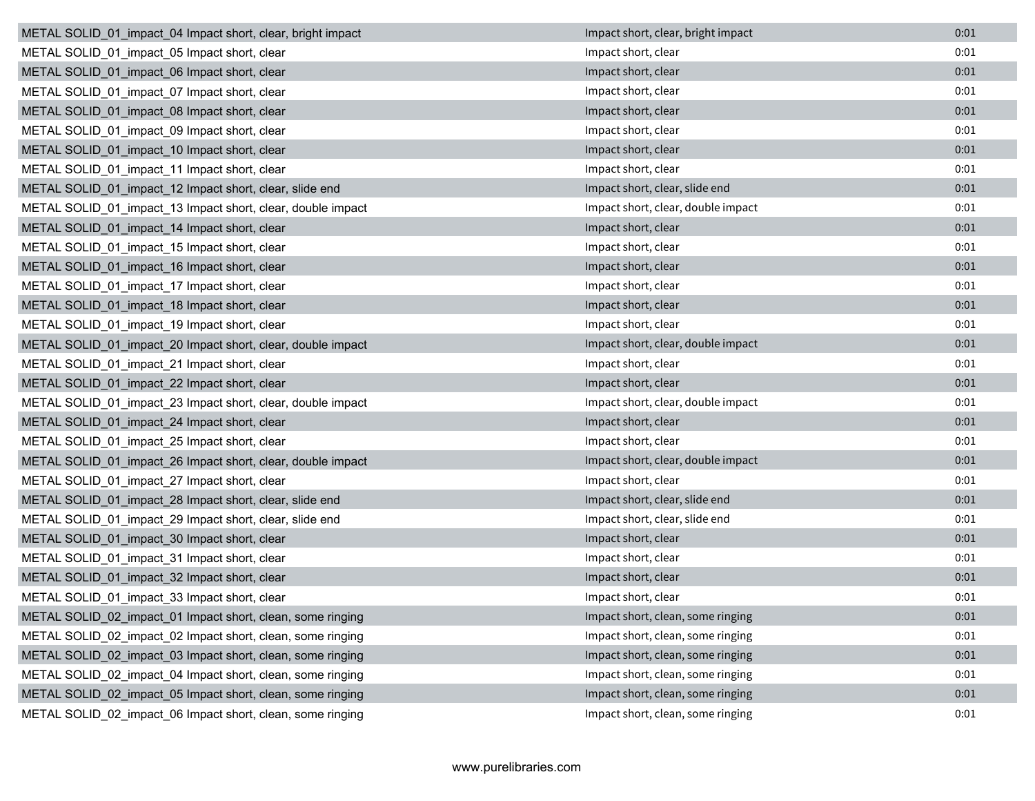| | | |
|---|---|---|
| METAL SOLID_01_impact_04 Impact short, clear, bright impact | Impact short, clear, bright impact | 0:01 |
| METAL SOLID_01_impact_05 Impact short, clear | Impact short, clear | 0:01 |
| METAL SOLID_01_impact_06 Impact short, clear | Impact short, clear | 0:01 |
| METAL SOLID_01_impact_07 Impact short, clear | Impact short, clear | 0:01 |
| METAL SOLID_01_impact_08 Impact short, clear | Impact short, clear | 0:01 |
| METAL SOLID_01_impact_09 Impact short, clear | Impact short, clear | 0:01 |
| METAL SOLID_01_impact_10 Impact short, clear | Impact short, clear | 0:01 |
| METAL SOLID_01_impact_11 Impact short, clear | Impact short, clear | 0:01 |
| METAL SOLID_01_impact_12 Impact short, clear, slide end | Impact short, clear, slide end | 0:01 |
| METAL SOLID_01_impact_13 Impact short, clear, double impact | Impact short, clear, double impact | 0:01 |
| METAL SOLID_01_impact_14 Impact short, clear | Impact short, clear | 0:01 |
| METAL SOLID_01_impact_15 Impact short, clear | Impact short, clear | 0:01 |
| METAL SOLID_01_impact_16 Impact short, clear | Impact short, clear | 0:01 |
| METAL SOLID_01_impact_17 Impact short, clear | Impact short, clear | 0:01 |
| METAL SOLID_01_impact_18 Impact short, clear | Impact short, clear | 0:01 |
| METAL SOLID_01_impact_19 Impact short, clear | Impact short, clear | 0:01 |
| METAL SOLID_01_impact_20 Impact short, clear, double impact | Impact short, clear, double impact | 0:01 |
| METAL SOLID_01_impact_21 Impact short, clear | Impact short, clear | 0:01 |
| METAL SOLID_01_impact_22 Impact short, clear | Impact short, clear | 0:01 |
| METAL SOLID_01_impact_23 Impact short, clear, double impact | Impact short, clear, double impact | 0:01 |
| METAL SOLID_01_impact_24 Impact short, clear | Impact short, clear | 0:01 |
| METAL SOLID_01_impact_25 Impact short, clear | Impact short, clear | 0:01 |
| METAL SOLID_01_impact_26 Impact short, clear, double impact | Impact short, clear, double impact | 0:01 |
| METAL SOLID_01_impact_27 Impact short, clear | Impact short, clear | 0:01 |
| METAL SOLID_01_impact_28 Impact short, clear, slide end | Impact short, clear, slide end | 0:01 |
| METAL SOLID_01_impact_29 Impact short, clear, slide end | Impact short, clear, slide end | 0:01 |
| METAL SOLID_01_impact_30 Impact short, clear | Impact short, clear | 0:01 |
| METAL SOLID_01_impact_31 Impact short, clear | Impact short, clear | 0:01 |
| METAL SOLID_01_impact_32 Impact short, clear | Impact short, clear | 0:01 |
| METAL SOLID_01_impact_33 Impact short, clear | Impact short, clear | 0:01 |
| METAL SOLID_02_impact_01 Impact short, clean, some ringing | Impact short, clean, some ringing | 0:01 |
| METAL SOLID_02_impact_02 Impact short, clean, some ringing | Impact short, clean, some ringing | 0:01 |
| METAL SOLID_02_impact_03 Impact short, clean, some ringing | Impact short, clean, some ringing | 0:01 |
| METAL SOLID_02_impact_04 Impact short, clean, some ringing | Impact short, clean, some ringing | 0:01 |
| METAL SOLID_02_impact_05 Impact short, clean, some ringing | Impact short, clean, some ringing | 0:01 |
| METAL SOLID_02_impact_06 Impact short, clean, some ringing | Impact short, clean, some ringing | 0:01 |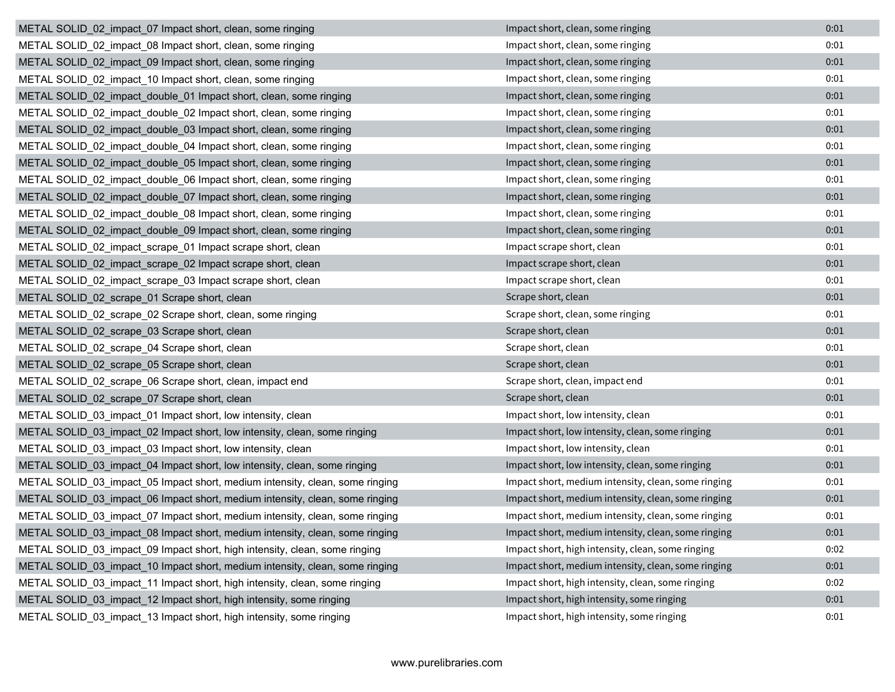| | | |
|---|---|---|
| METAL SOLID_02_impact_07 Impact short, clean, some ringing | Impact short, clean, some ringing | 0:01 |
| METAL SOLID_02_impact_08 Impact short, clean, some ringing | Impact short, clean, some ringing | 0:01 |
| METAL SOLID_02_impact_09 Impact short, clean, some ringing | Impact short, clean, some ringing | 0:01 |
| METAL SOLID_02_impact_10 Impact short, clean, some ringing | Impact short, clean, some ringing | 0:01 |
| METAL SOLID_02_impact_double_01 Impact short, clean, some ringing | Impact short, clean, some ringing | 0:01 |
| METAL SOLID_02_impact_double_02 Impact short, clean, some ringing | Impact short, clean, some ringing | 0:01 |
| METAL SOLID_02_impact_double_03 Impact short, clean, some ringing | Impact short, clean, some ringing | 0:01 |
| METAL SOLID_02_impact_double_04 Impact short, clean, some ringing | Impact short, clean, some ringing | 0:01 |
| METAL SOLID_02_impact_double_05 Impact short, clean, some ringing | Impact short, clean, some ringing | 0:01 |
| METAL SOLID_02_impact_double_06 Impact short, clean, some ringing | Impact short, clean, some ringing | 0:01 |
| METAL SOLID_02_impact_double_07 Impact short, clean, some ringing | Impact short, clean, some ringing | 0:01 |
| METAL SOLID_02_impact_double_08 Impact short, clean, some ringing | Impact short, clean, some ringing | 0:01 |
| METAL SOLID_02_impact_double_09 Impact short, clean, some ringing | Impact short, clean, some ringing | 0:01 |
| METAL SOLID_02_impact_scrape_01 Impact scrape short, clean | Impact scrape short, clean | 0:01 |
| METAL SOLID_02_impact_scrape_02 Impact scrape short, clean | Impact scrape short, clean | 0:01 |
| METAL SOLID_02_impact_scrape_03 Impact scrape short, clean | Impact scrape short, clean | 0:01 |
| METAL SOLID_02_scrape_01 Scrape short, clean | Scrape short, clean | 0:01 |
| METAL SOLID_02_scrape_02 Scrape short, clean, some ringing | Scrape short, clean, some ringing | 0:01 |
| METAL SOLID_02_scrape_03 Scrape short, clean | Scrape short, clean | 0:01 |
| METAL SOLID_02_scrape_04 Scrape short, clean | Scrape short, clean | 0:01 |
| METAL SOLID_02_scrape_05 Scrape short, clean | Scrape short, clean | 0:01 |
| METAL SOLID_02_scrape_06 Scrape short, clean, impact end | Scrape short, clean, impact end | 0:01 |
| METAL SOLID_02_scrape_07 Scrape short, clean | Scrape short, clean | 0:01 |
| METAL SOLID_03_impact_01 Impact short, low intensity, clean | Impact short, low intensity, clean | 0:01 |
| METAL SOLID_03_impact_02 Impact short, low intensity, clean, some ringing | Impact short, low intensity, clean, some ringing | 0:01 |
| METAL SOLID_03_impact_03 Impact short, low intensity, clean | Impact short, low intensity, clean | 0:01 |
| METAL SOLID_03_impact_04 Impact short, low intensity, clean, some ringing | Impact short, low intensity, clean, some ringing | 0:01 |
| METAL SOLID_03_impact_05 Impact short, medium intensity, clean, some ringing | Impact short, medium intensity, clean, some ringing | 0:01 |
| METAL SOLID_03_impact_06 Impact short, medium intensity, clean, some ringing | Impact short, medium intensity, clean, some ringing | 0:01 |
| METAL SOLID_03_impact_07 Impact short, medium intensity, clean, some ringing | Impact short, medium intensity, clean, some ringing | 0:01 |
| METAL SOLID_03_impact_08 Impact short, medium intensity, clean, some ringing | Impact short, medium intensity, clean, some ringing | 0:01 |
| METAL SOLID_03_impact_09 Impact short, high intensity, clean, some ringing | Impact short, high intensity, clean, some ringing | 0:02 |
| METAL SOLID_03_impact_10 Impact short, medium intensity, clean, some ringing | Impact short, medium intensity, clean, some ringing | 0:01 |
| METAL SOLID_03_impact_11 Impact short, high intensity, clean, some ringing | Impact short, high intensity, clean, some ringing | 0:02 |
| METAL SOLID_03_impact_12 Impact short, high intensity, some ringing | Impact short, high intensity, some ringing | 0:01 |
| METAL SOLID_03_impact_13 Impact short, high intensity, some ringing | Impact short, high intensity, some ringing | 0:01 |

www.purelibraries.com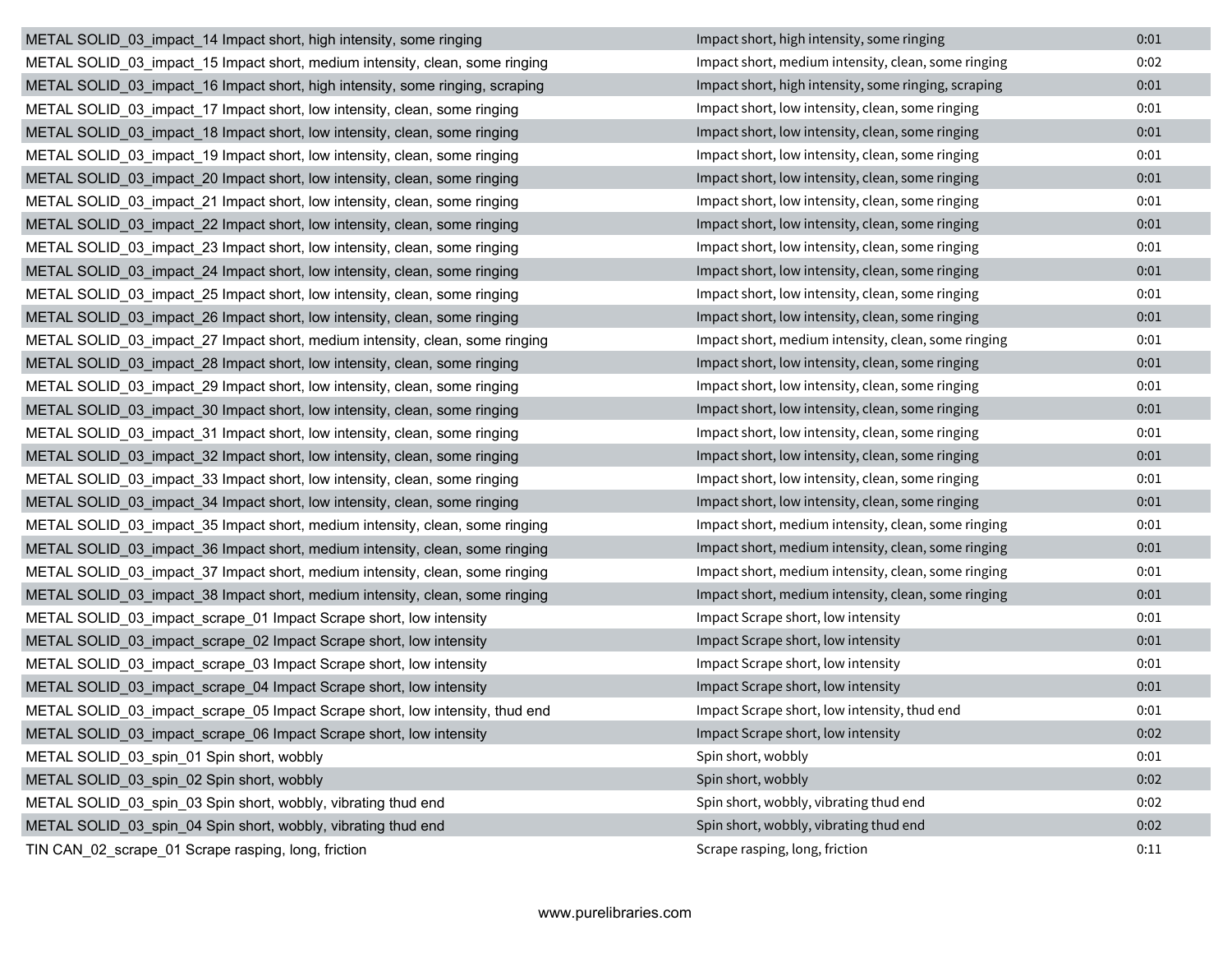| | | |
|---|---|---|
| METAL SOLID_03_impact_14 Impact short, high intensity, some ringing | Impact short, high intensity, some ringing | 0:01 |
| METAL SOLID_03_impact_15 Impact short, medium intensity, clean, some ringing | Impact short, medium intensity, clean, some ringing | 0:02 |
| METAL SOLID_03_impact_16 Impact short, high intensity, some ringing, scraping | Impact short, high intensity, some ringing, scraping | 0:01 |
| METAL SOLID_03_impact_17 Impact short, low intensity, clean, some ringing | Impact short, low intensity, clean, some ringing | 0:01 |
| METAL SOLID_03_impact_18 Impact short, low intensity, clean, some ringing | Impact short, low intensity, clean, some ringing | 0:01 |
| METAL SOLID_03_impact_19 Impact short, low intensity, clean, some ringing | Impact short, low intensity, clean, some ringing | 0:01 |
| METAL SOLID_03_impact_20 Impact short, low intensity, clean, some ringing | Impact short, low intensity, clean, some ringing | 0:01 |
| METAL SOLID_03_impact_21 Impact short, low intensity, clean, some ringing | Impact short, low intensity, clean, some ringing | 0:01 |
| METAL SOLID_03_impact_22 Impact short, low intensity, clean, some ringing | Impact short, low intensity, clean, some ringing | 0:01 |
| METAL SOLID_03_impact_23 Impact short, low intensity, clean, some ringing | Impact short, low intensity, clean, some ringing | 0:01 |
| METAL SOLID_03_impact_24 Impact short, low intensity, clean, some ringing | Impact short, low intensity, clean, some ringing | 0:01 |
| METAL SOLID_03_impact_25 Impact short, low intensity, clean, some ringing | Impact short, low intensity, clean, some ringing | 0:01 |
| METAL SOLID_03_impact_26 Impact short, low intensity, clean, some ringing | Impact short, low intensity, clean, some ringing | 0:01 |
| METAL SOLID_03_impact_27 Impact short, medium intensity, clean, some ringing | Impact short, medium intensity, clean, some ringing | 0:01 |
| METAL SOLID_03_impact_28 Impact short, low intensity, clean, some ringing | Impact short, low intensity, clean, some ringing | 0:01 |
| METAL SOLID_03_impact_29 Impact short, low intensity, clean, some ringing | Impact short, low intensity, clean, some ringing | 0:01 |
| METAL SOLID_03_impact_30 Impact short, low intensity, clean, some ringing | Impact short, low intensity, clean, some ringing | 0:01 |
| METAL SOLID_03_impact_31 Impact short, low intensity, clean, some ringing | Impact short, low intensity, clean, some ringing | 0:01 |
| METAL SOLID_03_impact_32 Impact short, low intensity, clean, some ringing | Impact short, low intensity, clean, some ringing | 0:01 |
| METAL SOLID_03_impact_33 Impact short, low intensity, clean, some ringing | Impact short, low intensity, clean, some ringing | 0:01 |
| METAL SOLID_03_impact_34 Impact short, low intensity, clean, some ringing | Impact short, low intensity, clean, some ringing | 0:01 |
| METAL SOLID_03_impact_35 Impact short, medium intensity, clean, some ringing | Impact short, medium intensity, clean, some ringing | 0:01 |
| METAL SOLID_03_impact_36 Impact short, medium intensity, clean, some ringing | Impact short, medium intensity, clean, some ringing | 0:01 |
| METAL SOLID_03_impact_37 Impact short, medium intensity, clean, some ringing | Impact short, medium intensity, clean, some ringing | 0:01 |
| METAL SOLID_03_impact_38 Impact short, medium intensity, clean, some ringing | Impact short, medium intensity, clean, some ringing | 0:01 |
| METAL SOLID_03_impact_scrape_01 Impact Scrape short, low intensity | Impact Scrape short, low intensity | 0:01 |
| METAL SOLID_03_impact_scrape_02 Impact Scrape short, low intensity | Impact Scrape short, low intensity | 0:01 |
| METAL SOLID_03_impact_scrape_03 Impact Scrape short, low intensity | Impact Scrape short, low intensity | 0:01 |
| METAL SOLID_03_impact_scrape_04 Impact Scrape short, low intensity | Impact Scrape short, low intensity | 0:01 |
| METAL SOLID_03_impact_scrape_05 Impact Scrape short, low intensity, thud end | Impact Scrape short, low intensity, thud end | 0:01 |
| METAL SOLID_03_impact_scrape_06 Impact Scrape short, low intensity | Impact Scrape short, low intensity | 0:02 |
| METAL SOLID_03_spin_01 Spin short, wobbly | Spin short, wobbly | 0:01 |
| METAL SOLID_03_spin_02 Spin short, wobbly | Spin short, wobbly | 0:02 |
| METAL SOLID_03_spin_03 Spin short, wobbly, vibrating thud end | Spin short, wobbly, vibrating thud end | 0:02 |
| METAL SOLID_03_spin_04 Spin short, wobbly, vibrating thud end | Spin short, wobbly, vibrating thud end | 0:02 |
| TIN CAN_02_scrape_01 Scrape rasping, long, friction | Scrape rasping, long, friction | 0:11 |

www.purelibraries.com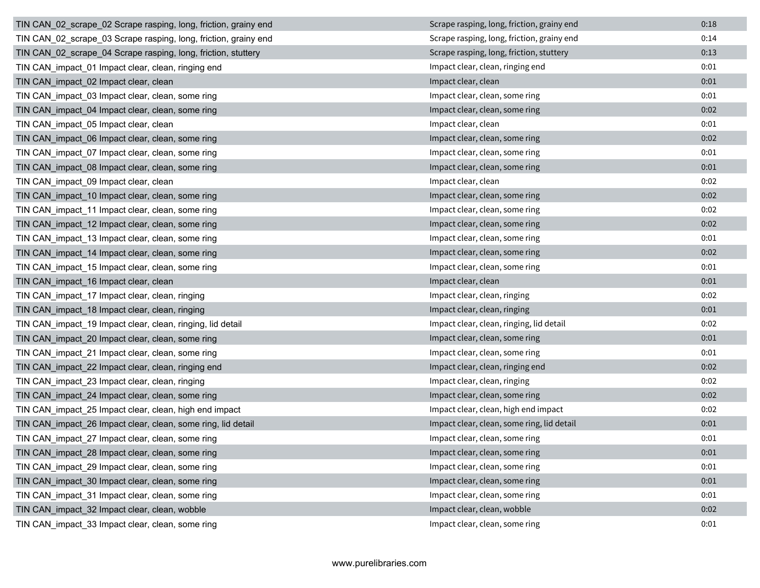| | | |
|---|---|---|
| TIN CAN_02_scrape_02 Scrape rasping, long, friction, grainy end | Scrape rasping, long, friction, grainy end | 0:18 |
| TIN CAN_02_scrape_03 Scrape rasping, long, friction, grainy end | Scrape rasping, long, friction, grainy end | 0:14 |
| TIN CAN_02_scrape_04 Scrape rasping, long, friction, stuttery | Scrape rasping, long, friction, stuttery | 0:13 |
| TIN CAN_impact_01 Impact clear, clean, ringing end | Impact clear, clean, ringing end | 0:01 |
| TIN CAN_impact_02 Impact clear, clean | Impact clear, clean | 0:01 |
| TIN CAN_impact_03 Impact clear, clean, some ring | Impact clear, clean, some ring | 0:01 |
| TIN CAN_impact_04 Impact clear, clean, some ring | Impact clear, clean, some ring | 0:02 |
| TIN CAN_impact_05 Impact clear, clean | Impact clear, clean | 0:01 |
| TIN CAN_impact_06 Impact clear, clean, some ring | Impact clear, clean, some ring | 0:02 |
| TIN CAN_impact_07 Impact clear, clean, some ring | Impact clear, clean, some ring | 0:01 |
| TIN CAN_impact_08 Impact clear, clean, some ring | Impact clear, clean, some ring | 0:01 |
| TIN CAN_impact_09 Impact clear, clean | Impact clear, clean | 0:02 |
| TIN CAN_impact_10 Impact clear, clean, some ring | Impact clear, clean, some ring | 0:02 |
| TIN CAN_impact_11 Impact clear, clean, some ring | Impact clear, clean, some ring | 0:02 |
| TIN CAN_impact_12 Impact clear, clean, some ring | Impact clear, clean, some ring | 0:02 |
| TIN CAN_impact_13 Impact clear, clean, some ring | Impact clear, clean, some ring | 0:01 |
| TIN CAN_impact_14 Impact clear, clean, some ring | Impact clear, clean, some ring | 0:02 |
| TIN CAN_impact_15 Impact clear, clean, some ring | Impact clear, clean, some ring | 0:01 |
| TIN CAN_impact_16 Impact clear, clean | Impact clear, clean | 0:01 |
| TIN CAN_impact_17 Impact clear, clean, ringing | Impact clear, clean, ringing | 0:02 |
| TIN CAN_impact_18 Impact clear, clean, ringing | Impact clear, clean, ringing | 0:01 |
| TIN CAN_impact_19 Impact clear, clean, ringing, lid detail | Impact clear, clean, ringing, lid detail | 0:02 |
| TIN CAN_impact_20 Impact clear, clean, some ring | Impact clear, clean, some ring | 0:01 |
| TIN CAN_impact_21 Impact clear, clean, some ring | Impact clear, clean, some ring | 0:01 |
| TIN CAN_impact_22 Impact clear, clean, ringing end | Impact clear, clean, ringing end | 0:02 |
| TIN CAN_impact_23 Impact clear, clean, ringing | Impact clear, clean, ringing | 0:02 |
| TIN CAN_impact_24 Impact clear, clean, some ring | Impact clear, clean, some ring | 0:02 |
| TIN CAN_impact_25 Impact clear, clean, high end impact | Impact clear, clean, high end impact | 0:02 |
| TIN CAN_impact_26 Impact clear, clean, some ring, lid detail | Impact clear, clean, some ring, lid detail | 0:01 |
| TIN CAN_impact_27 Impact clear, clean, some ring | Impact clear, clean, some ring | 0:01 |
| TIN CAN_impact_28 Impact clear, clean, some ring | Impact clear, clean, some ring | 0:01 |
| TIN CAN_impact_29 Impact clear, clean, some ring | Impact clear, clean, some ring | 0:01 |
| TIN CAN_impact_30 Impact clear, clean, some ring | Impact clear, clean, some ring | 0:01 |
| TIN CAN_impact_31 Impact clear, clean, some ring | Impact clear, clean, some ring | 0:01 |
| TIN CAN_impact_32 Impact clear, clean, wobble | Impact clear, clean, wobble | 0:02 |
| TIN CAN_impact_33 Impact clear, clean, some ring | Impact clear, clean, some ring | 0:01 |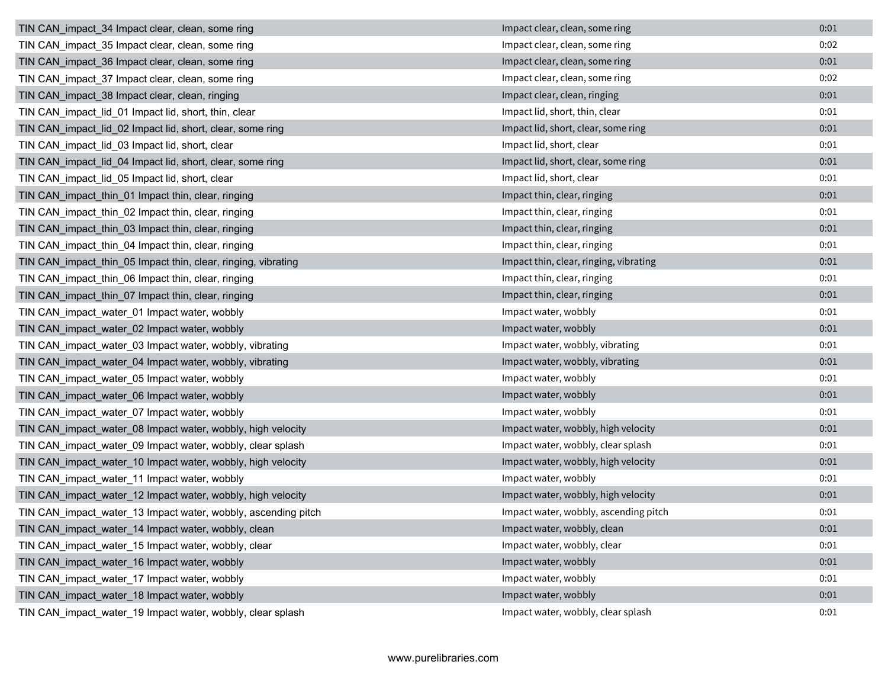| | | |
|---|---|---|
| TIN CAN_impact_34 Impact clear, clean, some ring | Impact clear, clean, some ring | 0:01 |
| TIN CAN_impact_35 Impact clear, clean, some ring | Impact clear, clean, some ring | 0:02 |
| TIN CAN_impact_36 Impact clear, clean, some ring | Impact clear, clean, some ring | 0:01 |
| TIN CAN_impact_37 Impact clear, clean, some ring | Impact clear, clean, some ring | 0:02 |
| TIN CAN_impact_38 Impact clear, clean, ringing | Impact clear, clean, ringing | 0:01 |
| TIN CAN_impact_lid_01 Impact lid, short, thin, clear | Impact lid, short, thin, clear | 0:01 |
| TIN CAN_impact_lid_02 Impact lid, short, clear, some ring | Impact lid, short, clear, some ring | 0:01 |
| TIN CAN_impact_lid_03 Impact lid, short, clear | Impact lid, short, clear | 0:01 |
| TIN CAN_impact_lid_04 Impact lid, short, clear, some ring | Impact lid, short, clear, some ring | 0:01 |
| TIN CAN_impact_lid_05 Impact lid, short, clear | Impact lid, short, clear | 0:01 |
| TIN CAN_impact_thin_01 Impact thin, clear, ringing | Impact thin, clear, ringing | 0:01 |
| TIN CAN_impact_thin_02 Impact thin, clear, ringing | Impact thin, clear, ringing | 0:01 |
| TIN CAN_impact_thin_03 Impact thin, clear, ringing | Impact thin, clear, ringing | 0:01 |
| TIN CAN_impact_thin_04 Impact thin, clear, ringing | Impact thin, clear, ringing | 0:01 |
| TIN CAN_impact_thin_05 Impact thin, clear, ringing, vibrating | Impact thin, clear, ringing, vibrating | 0:01 |
| TIN CAN_impact_thin_06 Impact thin, clear, ringing | Impact thin, clear, ringing | 0:01 |
| TIN CAN_impact_thin_07 Impact thin, clear, ringing | Impact thin, clear, ringing | 0:01 |
| TIN CAN_impact_water_01 Impact water, wobbly | Impact water, wobbly | 0:01 |
| TIN CAN_impact_water_02 Impact water, wobbly | Impact water, wobbly | 0:01 |
| TIN CAN_impact_water_03 Impact water, wobbly, vibrating | Impact water, wobbly, vibrating | 0:01 |
| TIN CAN_impact_water_04 Impact water, wobbly, vibrating | Impact water, wobbly, vibrating | 0:01 |
| TIN CAN_impact_water_05 Impact water, wobbly | Impact water, wobbly | 0:01 |
| TIN CAN_impact_water_06 Impact water, wobbly | Impact water, wobbly | 0:01 |
| TIN CAN_impact_water_07 Impact water, wobbly | Impact water, wobbly | 0:01 |
| TIN CAN_impact_water_08 Impact water, wobbly, high velocity | Impact water, wobbly, high velocity | 0:01 |
| TIN CAN_impact_water_09 Impact water, wobbly, clear splash | Impact water, wobbly, clear splash | 0:01 |
| TIN CAN_impact_water_10 Impact water, wobbly, high velocity | Impact water, wobbly, high velocity | 0:01 |
| TIN CAN_impact_water_11 Impact water, wobbly | Impact water, wobbly | 0:01 |
| TIN CAN_impact_water_12 Impact water, wobbly, high velocity | Impact water, wobbly, high velocity | 0:01 |
| TIN CAN_impact_water_13 Impact water, wobbly, ascending pitch | Impact water, wobbly, ascending pitch | 0:01 |
| TIN CAN_impact_water_14 Impact water, wobbly, clean | Impact water, wobbly, clean | 0:01 |
| TIN CAN_impact_water_15 Impact water, wobbly, clear | Impact water, wobbly, clear | 0:01 |
| TIN CAN_impact_water_16 Impact water, wobbly | Impact water, wobbly | 0:01 |
| TIN CAN_impact_water_17 Impact water, wobbly | Impact water, wobbly | 0:01 |
| TIN CAN_impact_water_18 Impact water, wobbly | Impact water, wobbly | 0:01 |
| TIN CAN_impact_water_19 Impact water, wobbly, clear splash | Impact water, wobbly, clear splash | 0:01 |

www.purelibraries.com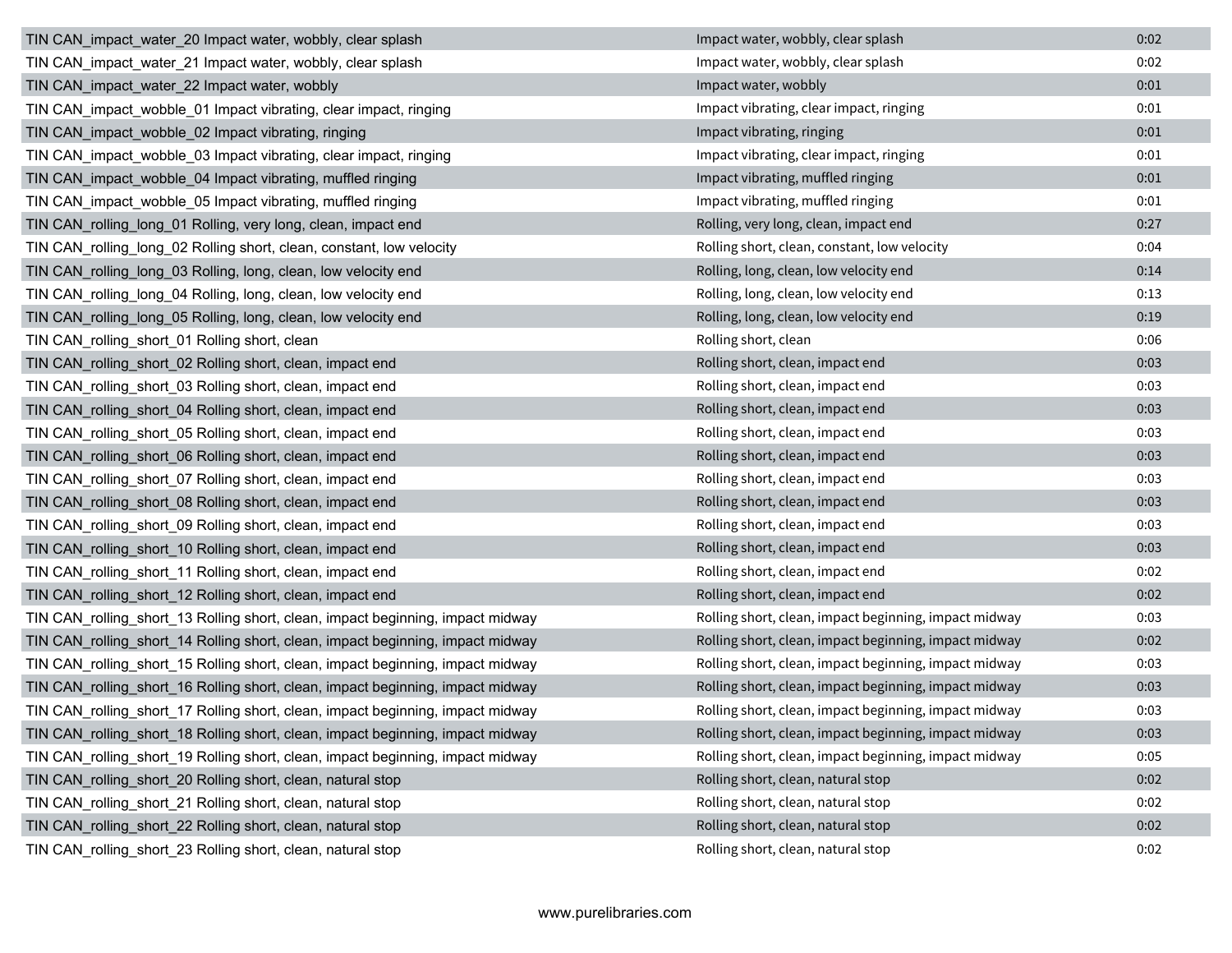| | | |
|---|---|---|
| TIN CAN_impact_water_20 Impact water, wobbly, clear splash | Impact water, wobbly, clear splash | 0:02 |
| TIN CAN_impact_water_21 Impact water, wobbly, clear splash | Impact water, wobbly, clear splash | 0:02 |
| TIN CAN_impact_water_22 Impact water, wobbly | Impact water, wobbly | 0:01 |
| TIN CAN_impact_wobble_01 Impact vibrating, clear impact, ringing | Impact vibrating, clear impact, ringing | 0:01 |
| TIN CAN_impact_wobble_02 Impact vibrating, ringing | Impact vibrating, ringing | 0:01 |
| TIN CAN_impact_wobble_03 Impact vibrating, clear impact, ringing | Impact vibrating, clear impact, ringing | 0:01 |
| TIN CAN_impact_wobble_04 Impact vibrating, muffled ringing | Impact vibrating, muffled ringing | 0:01 |
| TIN CAN_impact_wobble_05 Impact vibrating, muffled ringing | Impact vibrating, muffled ringing | 0:01 |
| TIN CAN_rolling_long_01 Rolling, very long, clean, impact end | Rolling, very long, clean, impact end | 0:27 |
| TIN CAN_rolling_long_02 Rolling short, clean, constant, low velocity | Rolling short, clean, constant, low velocity | 0:04 |
| TIN CAN_rolling_long_03 Rolling, long, clean, low velocity end | Rolling, long, clean, low velocity end | 0:14 |
| TIN CAN_rolling_long_04 Rolling, long, clean, low velocity end | Rolling, long, clean, low velocity end | 0:13 |
| TIN CAN_rolling_long_05 Rolling, long, clean, low velocity end | Rolling, long, clean, low velocity end | 0:19 |
| TIN CAN_rolling_short_01 Rolling short, clean | Rolling short, clean | 0:06 |
| TIN CAN_rolling_short_02 Rolling short, clean, impact end | Rolling short, clean, impact end | 0:03 |
| TIN CAN_rolling_short_03 Rolling short, clean, impact end | Rolling short, clean, impact end | 0:03 |
| TIN CAN_rolling_short_04 Rolling short, clean, impact end | Rolling short, clean, impact end | 0:03 |
| TIN CAN_rolling_short_05 Rolling short, clean, impact end | Rolling short, clean, impact end | 0:03 |
| TIN CAN_rolling_short_06 Rolling short, clean, impact end | Rolling short, clean, impact end | 0:03 |
| TIN CAN_rolling_short_07 Rolling short, clean, impact end | Rolling short, clean, impact end | 0:03 |
| TIN CAN_rolling_short_08 Rolling short, clean, impact end | Rolling short, clean, impact end | 0:03 |
| TIN CAN_rolling_short_09 Rolling short, clean, impact end | Rolling short, clean, impact end | 0:03 |
| TIN CAN_rolling_short_10 Rolling short, clean, impact end | Rolling short, clean, impact end | 0:03 |
| TIN CAN_rolling_short_11 Rolling short, clean, impact end | Rolling short, clean, impact end | 0:02 |
| TIN CAN_rolling_short_12 Rolling short, clean, impact end | Rolling short, clean, impact end | 0:02 |
| TIN CAN_rolling_short_13 Rolling short, clean, impact beginning, impact midway | Rolling short, clean, impact beginning, impact midway | 0:03 |
| TIN CAN_rolling_short_14 Rolling short, clean, impact beginning, impact midway | Rolling short, clean, impact beginning, impact midway | 0:02 |
| TIN CAN_rolling_short_15 Rolling short, clean, impact beginning, impact midway | Rolling short, clean, impact beginning, impact midway | 0:03 |
| TIN CAN_rolling_short_16 Rolling short, clean, impact beginning, impact midway | Rolling short, clean, impact beginning, impact midway | 0:03 |
| TIN CAN_rolling_short_17 Rolling short, clean, impact beginning, impact midway | Rolling short, clean, impact beginning, impact midway | 0:03 |
| TIN CAN_rolling_short_18 Rolling short, clean, impact beginning, impact midway | Rolling short, clean, impact beginning, impact midway | 0:03 |
| TIN CAN_rolling_short_19 Rolling short, clean, impact beginning, impact midway | Rolling short, clean, impact beginning, impact midway | 0:05 |
| TIN CAN_rolling_short_20 Rolling short, clean, natural stop | Rolling short, clean, natural stop | 0:02 |
| TIN CAN_rolling_short_21 Rolling short, clean, natural stop | Rolling short, clean, natural stop | 0:02 |
| TIN CAN_rolling_short_22 Rolling short, clean, natural stop | Rolling short, clean, natural stop | 0:02 |
| TIN CAN_rolling_short_23 Rolling short, clean, natural stop | Rolling short, clean, natural stop | 0:02 |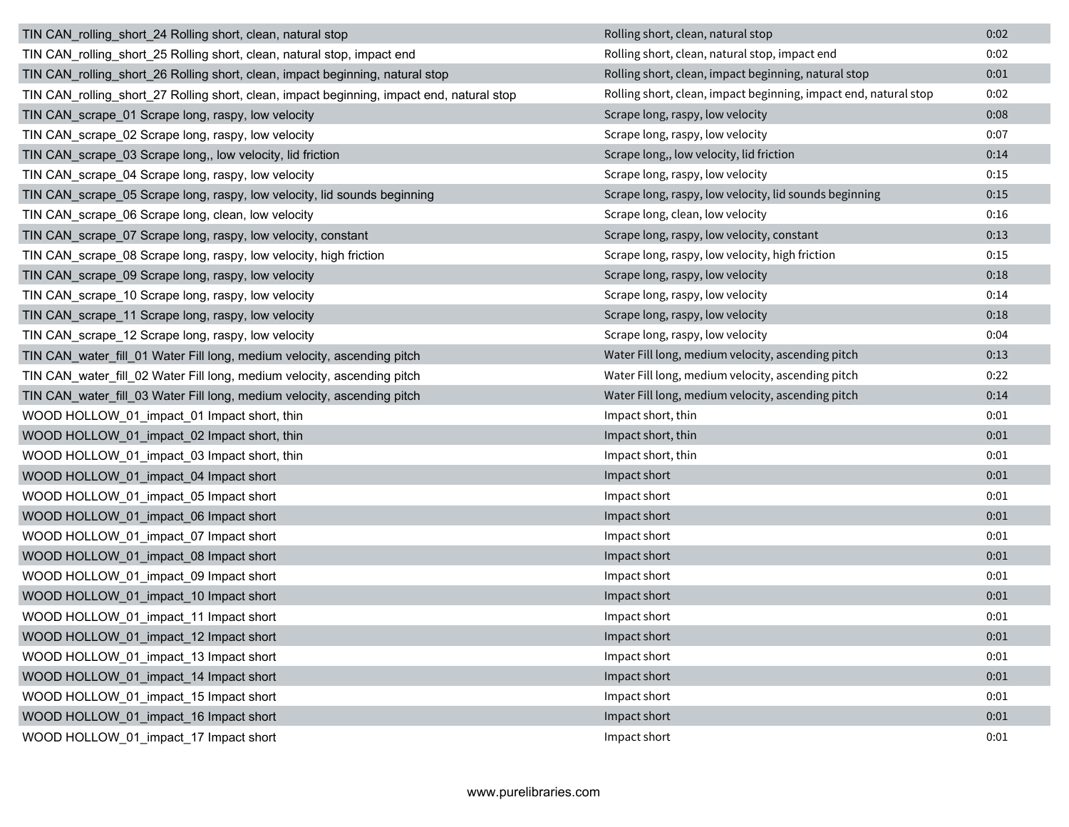| | | |
|---|---|---|
| TIN CAN_rolling_short_24 Rolling short, clean, natural stop | Rolling short, clean, natural stop | 0:02 |
| TIN CAN_rolling_short_25 Rolling short, clean, natural stop, impact end | Rolling short, clean, natural stop, impact end | 0:02 |
| TIN CAN_rolling_short_26 Rolling short, clean, impact beginning, natural stop | Rolling short, clean, impact beginning, natural stop | 0:01 |
| TIN CAN_rolling_short_27 Rolling short, clean, impact beginning, impact end, natural stop | Rolling short, clean, impact beginning, impact end, natural stop | 0:02 |
| TIN CAN_scrape_01 Scrape long, raspy, low velocity | Scrape long, raspy, low velocity | 0:08 |
| TIN CAN_scrape_02 Scrape long, raspy, low velocity | Scrape long, raspy, low velocity | 0:07 |
| TIN CAN_scrape_03 Scrape long,, low velocity, lid friction | Scrape long,, low velocity, lid friction | 0:14 |
| TIN CAN_scrape_04 Scrape long, raspy, low velocity | Scrape long, raspy, low velocity | 0:15 |
| TIN CAN_scrape_05 Scrape long, raspy, low velocity, lid sounds beginning | Scrape long, raspy, low velocity, lid sounds beginning | 0:15 |
| TIN CAN_scrape_06 Scrape long, clean, low velocity | Scrape long, clean, low velocity | 0:16 |
| TIN CAN_scrape_07 Scrape long, raspy, low velocity, constant | Scrape long, raspy, low velocity, constant | 0:13 |
| TIN CAN_scrape_08 Scrape long, raspy, low velocity, high friction | Scrape long, raspy, low velocity, high friction | 0:15 |
| TIN CAN_scrape_09 Scrape long, raspy, low velocity | Scrape long, raspy, low velocity | 0:18 |
| TIN CAN_scrape_10 Scrape long, raspy, low velocity | Scrape long, raspy, low velocity | 0:14 |
| TIN CAN_scrape_11 Scrape long, raspy, low velocity | Scrape long, raspy, low velocity | 0:18 |
| TIN CAN_scrape_12 Scrape long, raspy, low velocity | Scrape long, raspy, low velocity | 0:04 |
| TIN CAN_water_fill_01 Water Fill long, medium velocity, ascending pitch | Water Fill long, medium velocity, ascending pitch | 0:13 |
| TIN CAN_water_fill_02 Water Fill long, medium velocity, ascending pitch | Water Fill long, medium velocity, ascending pitch | 0:22 |
| TIN CAN_water_fill_03 Water Fill long, medium velocity, ascending pitch | Water Fill long, medium velocity, ascending pitch | 0:14 |
| WOOD HOLLOW_01_impact_01 Impact short, thin | Impact short, thin | 0:01 |
| WOOD HOLLOW_01_impact_02 Impact short, thin | Impact short, thin | 0:01 |
| WOOD HOLLOW_01_impact_03 Impact short, thin | Impact short, thin | 0:01 |
| WOOD HOLLOW_01_impact_04 Impact short | Impact short | 0:01 |
| WOOD HOLLOW_01_impact_05 Impact short | Impact short | 0:01 |
| WOOD HOLLOW_01_impact_06 Impact short | Impact short | 0:01 |
| WOOD HOLLOW_01_impact_07 Impact short | Impact short | 0:01 |
| WOOD HOLLOW_01_impact_08 Impact short | Impact short | 0:01 |
| WOOD HOLLOW_01_impact_09 Impact short | Impact short | 0:01 |
| WOOD HOLLOW_01_impact_10 Impact short | Impact short | 0:01 |
| WOOD HOLLOW_01_impact_11 Impact short | Impact short | 0:01 |
| WOOD HOLLOW_01_impact_12 Impact short | Impact short | 0:01 |
| WOOD HOLLOW_01_impact_13 Impact short | Impact short | 0:01 |
| WOOD HOLLOW_01_impact_14 Impact short | Impact short | 0:01 |
| WOOD HOLLOW_01_impact_15 Impact short | Impact short | 0:01 |
| WOOD HOLLOW_01_impact_16 Impact short | Impact short | 0:01 |
| WOOD HOLLOW_01_impact_17 Impact short | Impact short | 0:01 |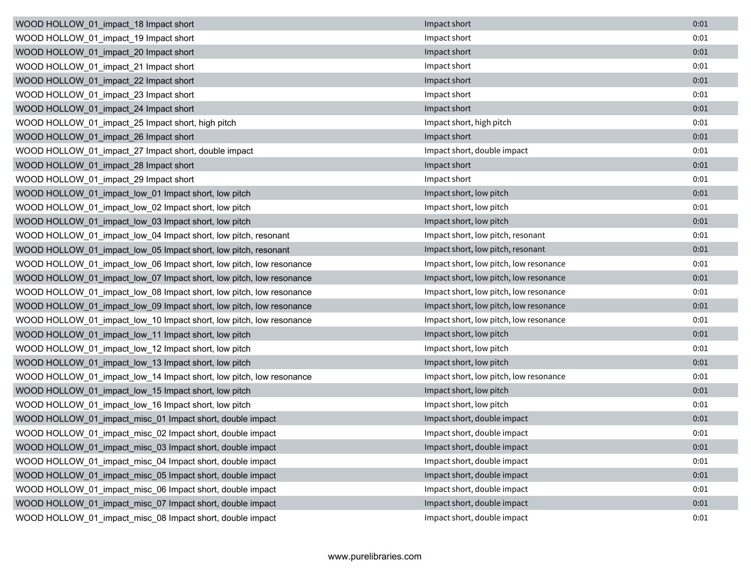| | | |
|---|---|---|
| WOOD HOLLOW_01_impact_18 Impact short | Impact short | 0:01 |
| WOOD HOLLOW_01_impact_19 Impact short | Impact short | 0:01 |
| WOOD HOLLOW_01_impact_20 Impact short | Impact short | 0:01 |
| WOOD HOLLOW_01_impact_21 Impact short | Impact short | 0:01 |
| WOOD HOLLOW_01_impact_22 Impact short | Impact short | 0:01 |
| WOOD HOLLOW_01_impact_23 Impact short | Impact short | 0:01 |
| WOOD HOLLOW_01_impact_24 Impact short | Impact short | 0:01 |
| WOOD HOLLOW_01_impact_25 Impact short, high pitch | Impact short, high pitch | 0:01 |
| WOOD HOLLOW_01_impact_26 Impact short | Impact short | 0:01 |
| WOOD HOLLOW_01_impact_27 Impact short, double impact | Impact short, double impact | 0:01 |
| WOOD HOLLOW_01_impact_28 Impact short | Impact short | 0:01 |
| WOOD HOLLOW_01_impact_29 Impact short | Impact short | 0:01 |
| WOOD HOLLOW_01_impact_low_01 Impact short, low pitch | Impact short, low pitch | 0:01 |
| WOOD HOLLOW_01_impact_low_02 Impact short, low pitch | Impact short, low pitch | 0:01 |
| WOOD HOLLOW_01_impact_low_03 Impact short, low pitch | Impact short, low pitch | 0:01 |
| WOOD HOLLOW_01_impact_low_04 Impact short, low pitch, resonant | Impact short, low pitch, resonant | 0:01 |
| WOOD HOLLOW_01_impact_low_05 Impact short, low pitch, resonant | Impact short, low pitch, resonant | 0:01 |
| WOOD HOLLOW_01_impact_low_06 Impact short, low pitch, low resonance | Impact short, low pitch, low resonance | 0:01 |
| WOOD HOLLOW_01_impact_low_07 Impact short, low pitch, low resonance | Impact short, low pitch, low resonance | 0:01 |
| WOOD HOLLOW_01_impact_low_08 Impact short, low pitch, low resonance | Impact short, low pitch, low resonance | 0:01 |
| WOOD HOLLOW_01_impact_low_09 Impact short, low pitch, low resonance | Impact short, low pitch, low resonance | 0:01 |
| WOOD HOLLOW_01_impact_low_10 Impact short, low pitch, low resonance | Impact short, low pitch, low resonance | 0:01 |
| WOOD HOLLOW_01_impact_low_11 Impact short, low pitch | Impact short, low pitch | 0:01 |
| WOOD HOLLOW_01_impact_low_12 Impact short, low pitch | Impact short, low pitch | 0:01 |
| WOOD HOLLOW_01_impact_low_13 Impact short, low pitch | Impact short, low pitch | 0:01 |
| WOOD HOLLOW_01_impact_low_14 Impact short, low pitch, low resonance | Impact short, low pitch, low resonance | 0:01 |
| WOOD HOLLOW_01_impact_low_15 Impact short, low pitch | Impact short, low pitch | 0:01 |
| WOOD HOLLOW_01_impact_low_16 Impact short, low pitch | Impact short, low pitch | 0:01 |
| WOOD HOLLOW_01_impact_misc_01 Impact short, double impact | Impact short, double impact | 0:01 |
| WOOD HOLLOW_01_impact_misc_02 Impact short, double impact | Impact short, double impact | 0:01 |
| WOOD HOLLOW_01_impact_misc_03 Impact short, double impact | Impact short, double impact | 0:01 |
| WOOD HOLLOW_01_impact_misc_04 Impact short, double impact | Impact short, double impact | 0:01 |
| WOOD HOLLOW_01_impact_misc_05 Impact short, double impact | Impact short, double impact | 0:01 |
| WOOD HOLLOW_01_impact_misc_06 Impact short, double impact | Impact short, double impact | 0:01 |
| WOOD HOLLOW_01_impact_misc_07 Impact short, double impact | Impact short, double impact | 0:01 |
| WOOD HOLLOW_01_impact_misc_08 Impact short, double impact | Impact short, double impact | 0:01 |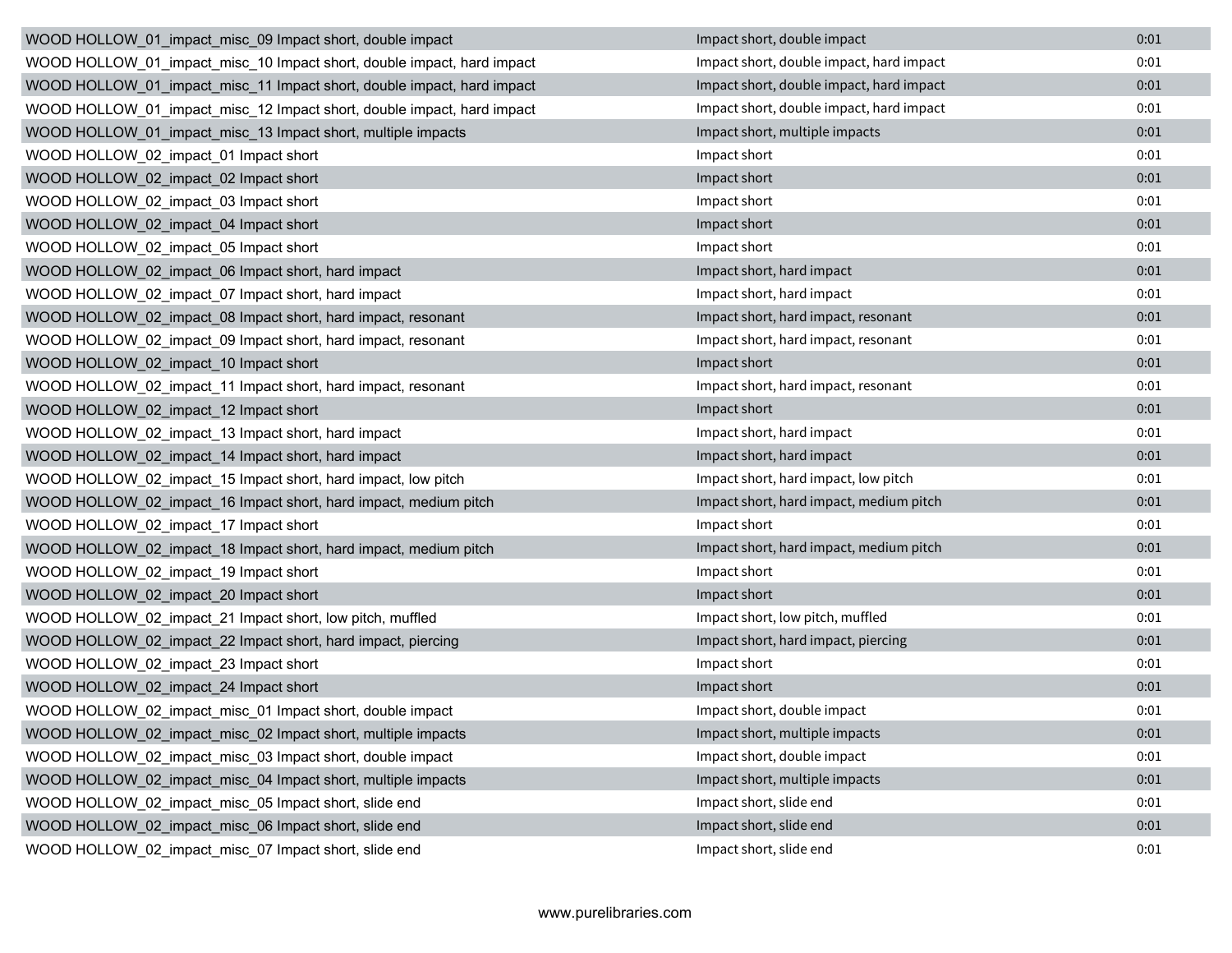| | | |
|---|---|---|
| WOOD HOLLOW_01_impact_misc_09 Impact short, double impact | Impact short, double impact | 0:01 |
| WOOD HOLLOW_01_impact_misc_10 Impact short, double impact, hard impact | Impact short, double impact, hard impact | 0:01 |
| WOOD HOLLOW_01_impact_misc_11 Impact short, double impact, hard impact | Impact short, double impact, hard impact | 0:01 |
| WOOD HOLLOW_01_impact_misc_12 Impact short, double impact, hard impact | Impact short, double impact, hard impact | 0:01 |
| WOOD HOLLOW_01_impact_misc_13 Impact short, multiple impacts | Impact short, multiple impacts | 0:01 |
| WOOD HOLLOW_02_impact_01 Impact short | Impact short | 0:01 |
| WOOD HOLLOW_02_impact_02 Impact short | Impact short | 0:01 |
| WOOD HOLLOW_02_impact_03 Impact short | Impact short | 0:01 |
| WOOD HOLLOW_02_impact_04 Impact short | Impact short | 0:01 |
| WOOD HOLLOW_02_impact_05 Impact short | Impact short | 0:01 |
| WOOD HOLLOW_02_impact_06 Impact short, hard impact | Impact short, hard impact | 0:01 |
| WOOD HOLLOW_02_impact_07 Impact short, hard impact | Impact short, hard impact | 0:01 |
| WOOD HOLLOW_02_impact_08 Impact short, hard impact, resonant | Impact short, hard impact, resonant | 0:01 |
| WOOD HOLLOW_02_impact_09 Impact short, hard impact, resonant | Impact short, hard impact, resonant | 0:01 |
| WOOD HOLLOW_02_impact_10 Impact short | Impact short | 0:01 |
| WOOD HOLLOW_02_impact_11 Impact short, hard impact, resonant | Impact short, hard impact, resonant | 0:01 |
| WOOD HOLLOW_02_impact_12 Impact short | Impact short | 0:01 |
| WOOD HOLLOW_02_impact_13 Impact short, hard impact | Impact short, hard impact | 0:01 |
| WOOD HOLLOW_02_impact_14 Impact short, hard impact | Impact short, hard impact | 0:01 |
| WOOD HOLLOW_02_impact_15 Impact short, hard impact, low pitch | Impact short, hard impact, low pitch | 0:01 |
| WOOD HOLLOW_02_impact_16 Impact short, hard impact, medium pitch | Impact short, hard impact, medium pitch | 0:01 |
| WOOD HOLLOW_02_impact_17 Impact short | Impact short | 0:01 |
| WOOD HOLLOW_02_impact_18 Impact short, hard impact, medium pitch | Impact short, hard impact, medium pitch | 0:01 |
| WOOD HOLLOW_02_impact_19 Impact short | Impact short | 0:01 |
| WOOD HOLLOW_02_impact_20 Impact short | Impact short | 0:01 |
| WOOD HOLLOW_02_impact_21 Impact short, low pitch, muffled | Impact short, low pitch, muffled | 0:01 |
| WOOD HOLLOW_02_impact_22 Impact short, hard impact, piercing | Impact short, hard impact, piercing | 0:01 |
| WOOD HOLLOW_02_impact_23 Impact short | Impact short | 0:01 |
| WOOD HOLLOW_02_impact_24 Impact short | Impact short | 0:01 |
| WOOD HOLLOW_02_impact_misc_01 Impact short, double impact | Impact short, double impact | 0:01 |
| WOOD HOLLOW_02_impact_misc_02 Impact short, multiple impacts | Impact short, multiple impacts | 0:01 |
| WOOD HOLLOW_02_impact_misc_03 Impact short, double impact | Impact short, double impact | 0:01 |
| WOOD HOLLOW_02_impact_misc_04 Impact short, multiple impacts | Impact short, multiple impacts | 0:01 |
| WOOD HOLLOW_02_impact_misc_05 Impact short, slide end | Impact short, slide end | 0:01 |
| WOOD HOLLOW_02_impact_misc_06 Impact short, slide end | Impact short, slide end | 0:01 |
| WOOD HOLLOW_02_impact_misc_07 Impact short, slide end | Impact short, slide end | 0:01 |

www.purelibraries.com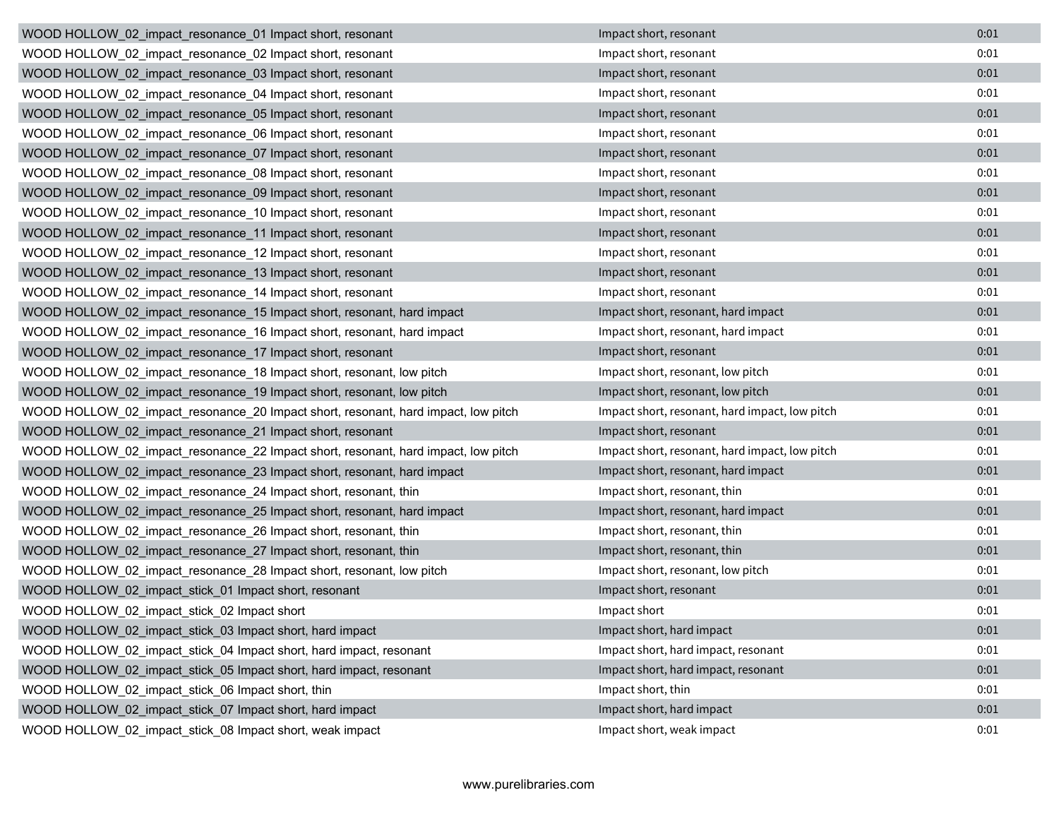| | | |
|---|---|---|
| WOOD HOLLOW_02_impact_resonance_01 Impact short, resonant | Impact short, resonant | 0:01 |
| WOOD HOLLOW_02_impact_resonance_02 Impact short, resonant | Impact short, resonant | 0:01 |
| WOOD HOLLOW_02_impact_resonance_03 Impact short, resonant | Impact short, resonant | 0:01 |
| WOOD HOLLOW_02_impact_resonance_04 Impact short, resonant | Impact short, resonant | 0:01 |
| WOOD HOLLOW_02_impact_resonance_05 Impact short, resonant | Impact short, resonant | 0:01 |
| WOOD HOLLOW_02_impact_resonance_06 Impact short, resonant | Impact short, resonant | 0:01 |
| WOOD HOLLOW_02_impact_resonance_07 Impact short, resonant | Impact short, resonant | 0:01 |
| WOOD HOLLOW_02_impact_resonance_08 Impact short, resonant | Impact short, resonant | 0:01 |
| WOOD HOLLOW_02_impact_resonance_09 Impact short, resonant | Impact short, resonant | 0:01 |
| WOOD HOLLOW_02_impact_resonance_10 Impact short, resonant | Impact short, resonant | 0:01 |
| WOOD HOLLOW_02_impact_resonance_11 Impact short, resonant | Impact short, resonant | 0:01 |
| WOOD HOLLOW_02_impact_resonance_12 Impact short, resonant | Impact short, resonant | 0:01 |
| WOOD HOLLOW_02_impact_resonance_13 Impact short, resonant | Impact short, resonant | 0:01 |
| WOOD HOLLOW_02_impact_resonance_14 Impact short, resonant | Impact short, resonant | 0:01 |
| WOOD HOLLOW_02_impact_resonance_15 Impact short, resonant, hard impact | Impact short, resonant, hard impact | 0:01 |
| WOOD HOLLOW_02_impact_resonance_16 Impact short, resonant, hard impact | Impact short, resonant, hard impact | 0:01 |
| WOOD HOLLOW_02_impact_resonance_17 Impact short, resonant | Impact short, resonant | 0:01 |
| WOOD HOLLOW_02_impact_resonance_18 Impact short, resonant, low pitch | Impact short, resonant, low pitch | 0:01 |
| WOOD HOLLOW_02_impact_resonance_19 Impact short, resonant, low pitch | Impact short, resonant, low pitch | 0:01 |
| WOOD HOLLOW_02_impact_resonance_20 Impact short, resonant, hard impact, low pitch | Impact short, resonant, hard impact, low pitch | 0:01 |
| WOOD HOLLOW_02_impact_resonance_21 Impact short, resonant | Impact short, resonant | 0:01 |
| WOOD HOLLOW_02_impact_resonance_22 Impact short, resonant, hard impact, low pitch | Impact short, resonant, hard impact, low pitch | 0:01 |
| WOOD HOLLOW_02_impact_resonance_23 Impact short, resonant, hard impact | Impact short, resonant, hard impact | 0:01 |
| WOOD HOLLOW_02_impact_resonance_24 Impact short, resonant, thin | Impact short, resonant, thin | 0:01 |
| WOOD HOLLOW_02_impact_resonance_25 Impact short, resonant, hard impact | Impact short, resonant, hard impact | 0:01 |
| WOOD HOLLOW_02_impact_resonance_26 Impact short, resonant, thin | Impact short, resonant, thin | 0:01 |
| WOOD HOLLOW_02_impact_resonance_27 Impact short, resonant, thin | Impact short, resonant, thin | 0:01 |
| WOOD HOLLOW_02_impact_resonance_28 Impact short, resonant, low pitch | Impact short, resonant, low pitch | 0:01 |
| WOOD HOLLOW_02_impact_stick_01 Impact short, resonant | Impact short, resonant | 0:01 |
| WOOD HOLLOW_02_impact_stick_02 Impact short | Impact short | 0:01 |
| WOOD HOLLOW_02_impact_stick_03 Impact short, hard impact | Impact short, hard impact | 0:01 |
| WOOD HOLLOW_02_impact_stick_04 Impact short, hard impact, resonant | Impact short, hard impact, resonant | 0:01 |
| WOOD HOLLOW_02_impact_stick_05 Impact short, hard impact, resonant | Impact short, hard impact, resonant | 0:01 |
| WOOD HOLLOW_02_impact_stick_06 Impact short, thin | Impact short, thin | 0:01 |
| WOOD HOLLOW_02_impact_stick_07 Impact short, hard impact | Impact short, hard impact | 0:01 |
| WOOD HOLLOW_02_impact_stick_08 Impact short, weak impact | Impact short, weak impact | 0:01 |

www.purelibraries.com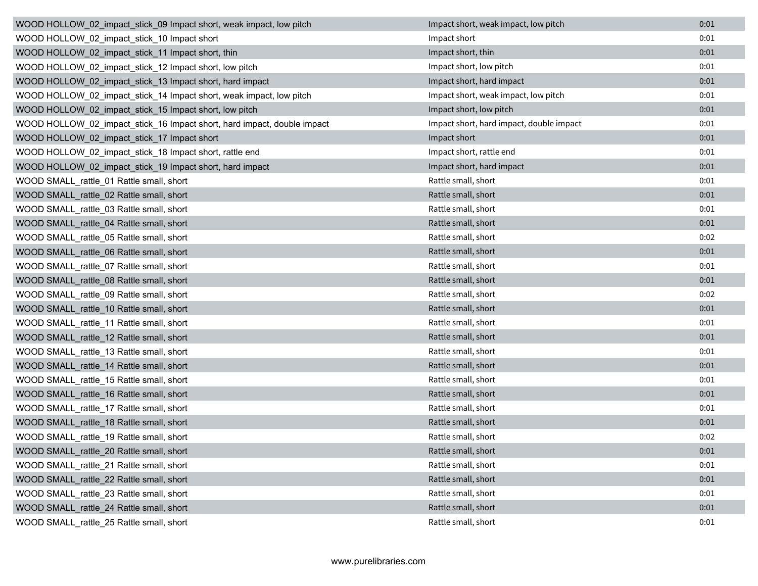| | | |
|---|---|---|
| WOOD HOLLOW_02_impact_stick_09 Impact short, weak impact, low pitch | Impact short, weak impact, low pitch | 0:01 |
| WOOD HOLLOW_02_impact_stick_10 Impact short | Impact short | 0:01 |
| WOOD HOLLOW_02_impact_stick_11 Impact short, thin | Impact short, thin | 0:01 |
| WOOD HOLLOW_02_impact_stick_12 Impact short, low pitch | Impact short, low pitch | 0:01 |
| WOOD HOLLOW_02_impact_stick_13 Impact short, hard impact | Impact short, hard impact | 0:01 |
| WOOD HOLLOW_02_impact_stick_14 Impact short, weak impact, low pitch | Impact short, weak impact, low pitch | 0:01 |
| WOOD HOLLOW_02_impact_stick_15 Impact short, low pitch | Impact short, low pitch | 0:01 |
| WOOD HOLLOW_02_impact_stick_16 Impact short, hard impact, double impact | Impact short, hard impact, double impact | 0:01 |
| WOOD HOLLOW_02_impact_stick_17 Impact short | Impact short | 0:01 |
| WOOD HOLLOW_02_impact_stick_18 Impact short, rattle end | Impact short, rattle end | 0:01 |
| WOOD HOLLOW_02_impact_stick_19 Impact short, hard impact | Impact short, hard impact | 0:01 |
| WOOD SMALL_rattle_01 Rattle small, short | Rattle small, short | 0:01 |
| WOOD SMALL_rattle_02 Rattle small, short | Rattle small, short | 0:01 |
| WOOD SMALL_rattle_03 Rattle small, short | Rattle small, short | 0:01 |
| WOOD SMALL_rattle_04 Rattle small, short | Rattle small, short | 0:01 |
| WOOD SMALL_rattle_05 Rattle small, short | Rattle small, short | 0:02 |
| WOOD SMALL_rattle_06 Rattle small, short | Rattle small, short | 0:01 |
| WOOD SMALL_rattle_07 Rattle small, short | Rattle small, short | 0:01 |
| WOOD SMALL_rattle_08 Rattle small, short | Rattle small, short | 0:01 |
| WOOD SMALL_rattle_09 Rattle small, short | Rattle small, short | 0:02 |
| WOOD SMALL_rattle_10 Rattle small, short | Rattle small, short | 0:01 |
| WOOD SMALL_rattle_11 Rattle small, short | Rattle small, short | 0:01 |
| WOOD SMALL_rattle_12 Rattle small, short | Rattle small, short | 0:01 |
| WOOD SMALL_rattle_13 Rattle small, short | Rattle small, short | 0:01 |
| WOOD SMALL_rattle_14 Rattle small, short | Rattle small, short | 0:01 |
| WOOD SMALL_rattle_15 Rattle small, short | Rattle small, short | 0:01 |
| WOOD SMALL_rattle_16 Rattle small, short | Rattle small, short | 0:01 |
| WOOD SMALL_rattle_17 Rattle small, short | Rattle small, short | 0:01 |
| WOOD SMALL_rattle_18 Rattle small, short | Rattle small, short | 0:01 |
| WOOD SMALL_rattle_19 Rattle small, short | Rattle small, short | 0:02 |
| WOOD SMALL_rattle_20 Rattle small, short | Rattle small, short | 0:01 |
| WOOD SMALL_rattle_21 Rattle small, short | Rattle small, short | 0:01 |
| WOOD SMALL_rattle_22 Rattle small, short | Rattle small, short | 0:01 |
| WOOD SMALL_rattle_23 Rattle small, short | Rattle small, short | 0:01 |
| WOOD SMALL_rattle_24 Rattle small, short | Rattle small, short | 0:01 |
| WOOD SMALL_rattle_25 Rattle small, short | Rattle small, short | 0:01 |

www.purelibraries.com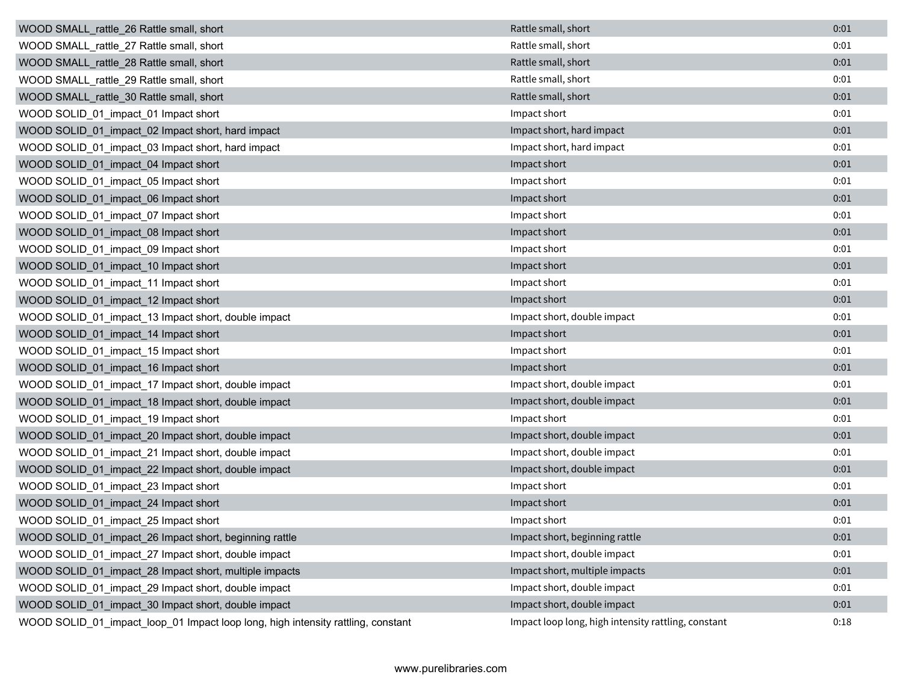| | | |
|---|---|---|
| WOOD SMALL_rattle_26 Rattle small, short | Rattle small, short | 0:01 |
| WOOD SMALL_rattle_27 Rattle small, short | Rattle small, short | 0:01 |
| WOOD SMALL_rattle_28 Rattle small, short | Rattle small, short | 0:01 |
| WOOD SMALL_rattle_29 Rattle small, short | Rattle small, short | 0:01 |
| WOOD SMALL_rattle_30 Rattle small, short | Rattle small, short | 0:01 |
| WOOD SOLID_01_impact_01 Impact short | Impact short | 0:01 |
| WOOD SOLID_01_impact_02 Impact short, hard impact | Impact short, hard impact | 0:01 |
| WOOD SOLID_01_impact_03 Impact short, hard impact | Impact short, hard impact | 0:01 |
| WOOD SOLID_01_impact_04 Impact short | Impact short | 0:01 |
| WOOD SOLID_01_impact_05 Impact short | Impact short | 0:01 |
| WOOD SOLID_01_impact_06 Impact short | Impact short | 0:01 |
| WOOD SOLID_01_impact_07 Impact short | Impact short | 0:01 |
| WOOD SOLID_01_impact_08 Impact short | Impact short | 0:01 |
| WOOD SOLID_01_impact_09 Impact short | Impact short | 0:01 |
| WOOD SOLID_01_impact_10 Impact short | Impact short | 0:01 |
| WOOD SOLID_01_impact_11 Impact short | Impact short | 0:01 |
| WOOD SOLID_01_impact_12 Impact short | Impact short | 0:01 |
| WOOD SOLID_01_impact_13 Impact short, double impact | Impact short, double impact | 0:01 |
| WOOD SOLID_01_impact_14 Impact short | Impact short | 0:01 |
| WOOD SOLID_01_impact_15 Impact short | Impact short | 0:01 |
| WOOD SOLID_01_impact_16 Impact short | Impact short | 0:01 |
| WOOD SOLID_01_impact_17 Impact short, double impact | Impact short, double impact | 0:01 |
| WOOD SOLID_01_impact_18 Impact short, double impact | Impact short, double impact | 0:01 |
| WOOD SOLID_01_impact_19 Impact short | Impact short | 0:01 |
| WOOD SOLID_01_impact_20 Impact short, double impact | Impact short, double impact | 0:01 |
| WOOD SOLID_01_impact_21 Impact short, double impact | Impact short, double impact | 0:01 |
| WOOD SOLID_01_impact_22 Impact short, double impact | Impact short, double impact | 0:01 |
| WOOD SOLID_01_impact_23 Impact short | Impact short | 0:01 |
| WOOD SOLID_01_impact_24 Impact short | Impact short | 0:01 |
| WOOD SOLID_01_impact_25 Impact short | Impact short | 0:01 |
| WOOD SOLID_01_impact_26 Impact short, beginning rattle | Impact short, beginning rattle | 0:01 |
| WOOD SOLID_01_impact_27 Impact short, double impact | Impact short, double impact | 0:01 |
| WOOD SOLID_01_impact_28 Impact short, multiple impacts | Impact short, multiple impacts | 0:01 |
| WOOD SOLID_01_impact_29 Impact short, double impact | Impact short, double impact | 0:01 |
| WOOD SOLID_01_impact_30 Impact short, double impact | Impact short, double impact | 0:01 |
| WOOD SOLID_01_impact_loop_01 Impact loop long, high intensity rattling, constant | Impact loop long, high intensity rattling, constant | 0:18 |

www.purelibraries.com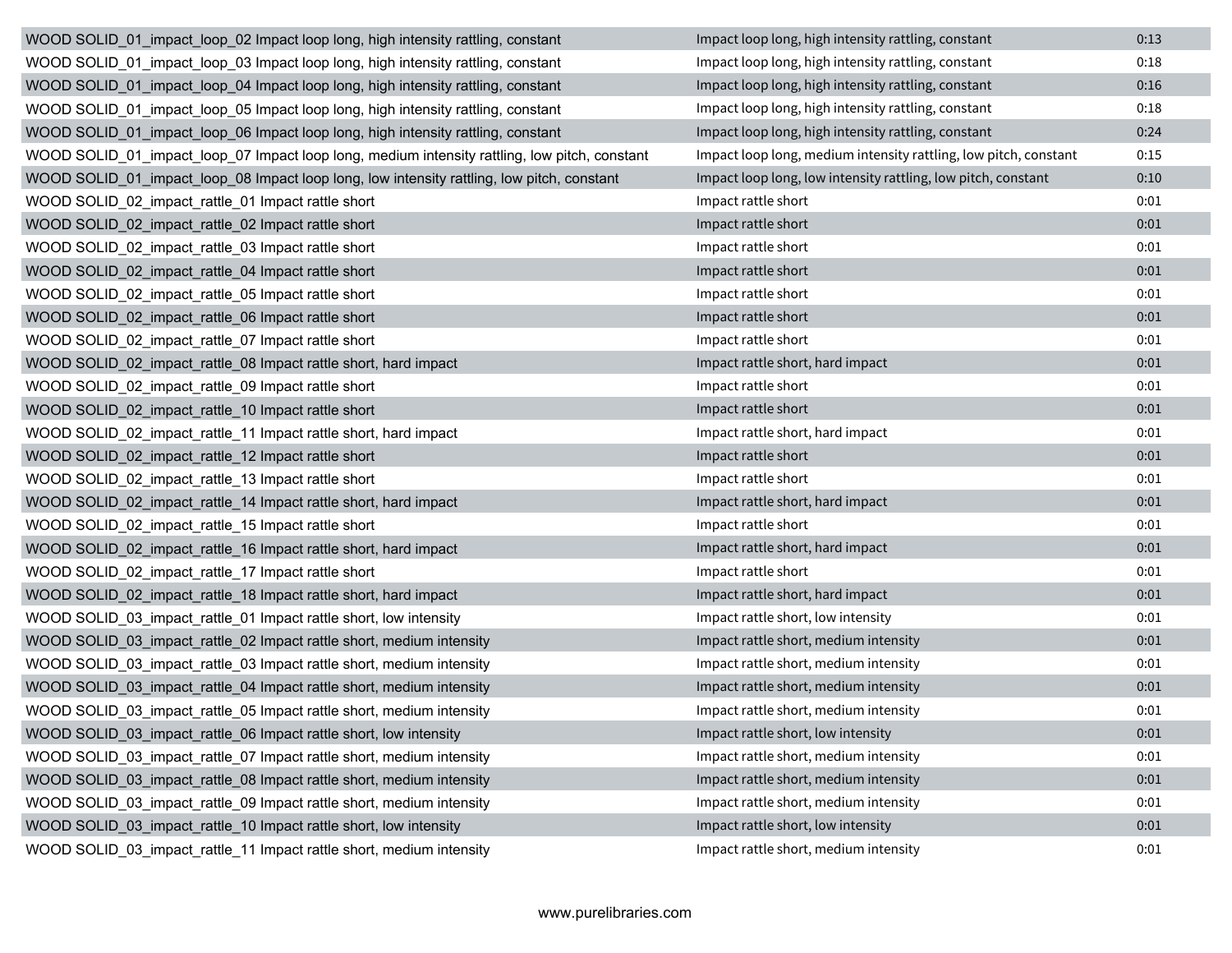| | | |
|---|---|---|
| WOOD SOLID_01_impact_loop_02 Impact loop long, high intensity rattling, constant | Impact loop long, high intensity rattling, constant | 0:13 |
| WOOD SOLID_01_impact_loop_03 Impact loop long, high intensity rattling, constant | Impact loop long, high intensity rattling, constant | 0:18 |
| WOOD SOLID_01_impact_loop_04 Impact loop long, high intensity rattling, constant | Impact loop long, high intensity rattling, constant | 0:16 |
| WOOD SOLID_01_impact_loop_05 Impact loop long, high intensity rattling, constant | Impact loop long, high intensity rattling, constant | 0:18 |
| WOOD SOLID_01_impact_loop_06 Impact loop long, high intensity rattling, constant | Impact loop long, high intensity rattling, constant | 0:24 |
| WOOD SOLID_01_impact_loop_07 Impact loop long, medium intensity rattling, low pitch, constant | Impact loop long, medium intensity rattling, low pitch, constant | 0:15 |
| WOOD SOLID_01_impact_loop_08 Impact loop long, low intensity rattling, low pitch, constant | Impact loop long, low intensity rattling, low pitch, constant | 0:10 |
| WOOD SOLID_02_impact_rattle_01 Impact rattle short | Impact rattle short | 0:01 |
| WOOD SOLID_02_impact_rattle_02 Impact rattle short | Impact rattle short | 0:01 |
| WOOD SOLID_02_impact_rattle_03 Impact rattle short | Impact rattle short | 0:01 |
| WOOD SOLID_02_impact_rattle_04 Impact rattle short | Impact rattle short | 0:01 |
| WOOD SOLID_02_impact_rattle_05 Impact rattle short | Impact rattle short | 0:01 |
| WOOD SOLID_02_impact_rattle_06 Impact rattle short | Impact rattle short | 0:01 |
| WOOD SOLID_02_impact_rattle_07 Impact rattle short | Impact rattle short | 0:01 |
| WOOD SOLID_02_impact_rattle_08 Impact rattle short, hard impact | Impact rattle short, hard impact | 0:01 |
| WOOD SOLID_02_impact_rattle_09 Impact rattle short | Impact rattle short | 0:01 |
| WOOD SOLID_02_impact_rattle_10 Impact rattle short | Impact rattle short | 0:01 |
| WOOD SOLID_02_impact_rattle_11 Impact rattle short, hard impact | Impact rattle short, hard impact | 0:01 |
| WOOD SOLID_02_impact_rattle_12 Impact rattle short | Impact rattle short | 0:01 |
| WOOD SOLID_02_impact_rattle_13 Impact rattle short | Impact rattle short | 0:01 |
| WOOD SOLID_02_impact_rattle_14 Impact rattle short, hard impact | Impact rattle short, hard impact | 0:01 |
| WOOD SOLID_02_impact_rattle_15 Impact rattle short | Impact rattle short | 0:01 |
| WOOD SOLID_02_impact_rattle_16 Impact rattle short, hard impact | Impact rattle short, hard impact | 0:01 |
| WOOD SOLID_02_impact_rattle_17 Impact rattle short | Impact rattle short | 0:01 |
| WOOD SOLID_02_impact_rattle_18 Impact rattle short, hard impact | Impact rattle short, hard impact | 0:01 |
| WOOD SOLID_03_impact_rattle_01 Impact rattle short, low intensity | Impact rattle short, low intensity | 0:01 |
| WOOD SOLID_03_impact_rattle_02 Impact rattle short, medium intensity | Impact rattle short, medium intensity | 0:01 |
| WOOD SOLID_03_impact_rattle_03 Impact rattle short, medium intensity | Impact rattle short, medium intensity | 0:01 |
| WOOD SOLID_03_impact_rattle_04 Impact rattle short, medium intensity | Impact rattle short, medium intensity | 0:01 |
| WOOD SOLID_03_impact_rattle_05 Impact rattle short, medium intensity | Impact rattle short, medium intensity | 0:01 |
| WOOD SOLID_03_impact_rattle_06 Impact rattle short, low intensity | Impact rattle short, low intensity | 0:01 |
| WOOD SOLID_03_impact_rattle_07 Impact rattle short, medium intensity | Impact rattle short, medium intensity | 0:01 |
| WOOD SOLID_03_impact_rattle_08 Impact rattle short, medium intensity | Impact rattle short, medium intensity | 0:01 |
| WOOD SOLID_03_impact_rattle_09 Impact rattle short, medium intensity | Impact rattle short, medium intensity | 0:01 |
| WOOD SOLID_03_impact_rattle_10 Impact rattle short, low intensity | Impact rattle short, low intensity | 0:01 |
| WOOD SOLID_03_impact_rattle_11 Impact rattle short, medium intensity | Impact rattle short, medium intensity | 0:01 |

www.purelibraries.com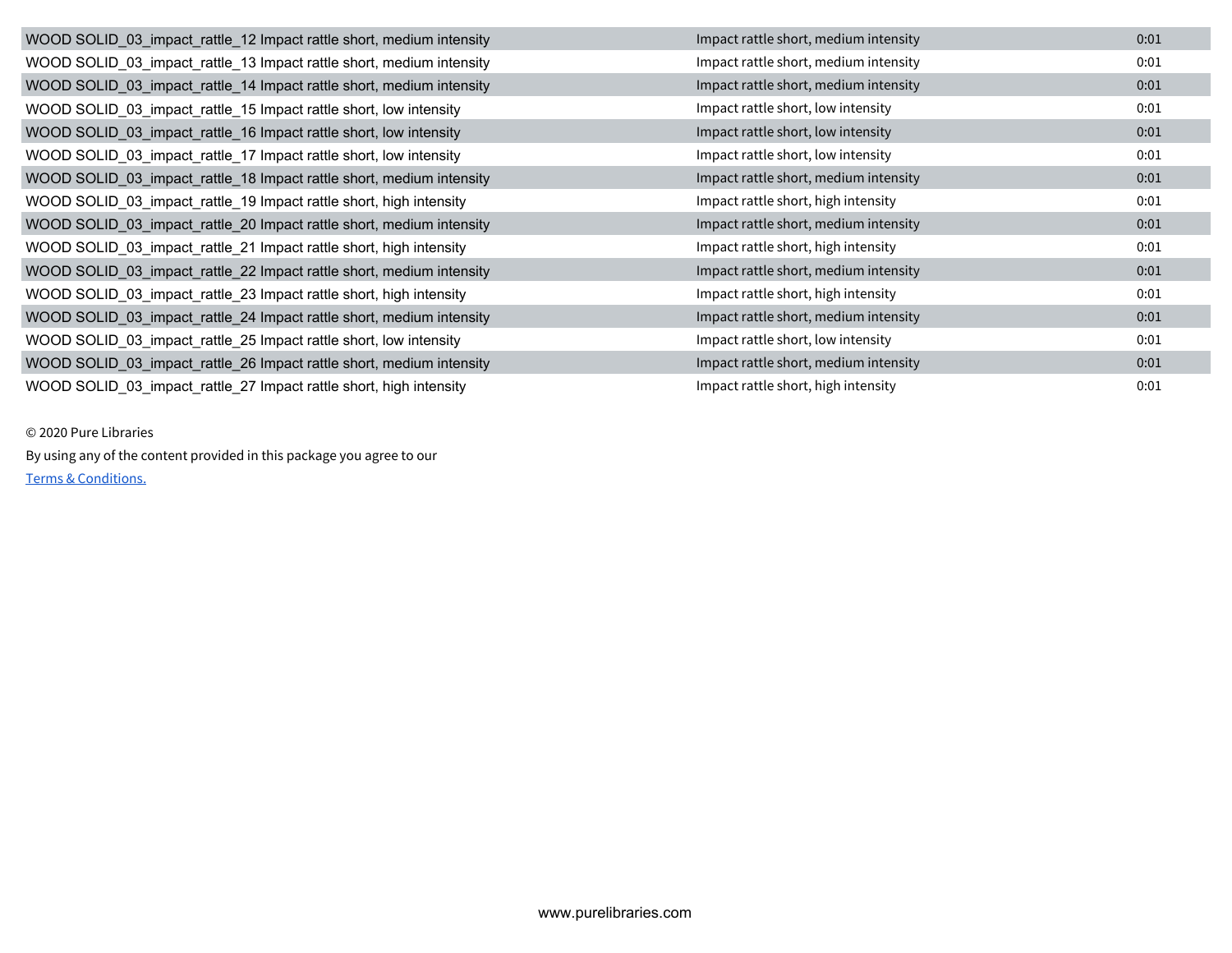| | | |
|---|---|---|
| WOOD SOLID_03_impact_rattle_12 Impact rattle short, medium intensity | Impact rattle short, medium intensity | 0:01 |
| WOOD SOLID_03_impact_rattle_13 Impact rattle short, medium intensity | Impact rattle short, medium intensity | 0:01 |
| WOOD SOLID_03_impact_rattle_14 Impact rattle short, medium intensity | Impact rattle short, medium intensity | 0:01 |
| WOOD SOLID_03_impact_rattle_15 Impact rattle short, low intensity | Impact rattle short, low intensity | 0:01 |
| WOOD SOLID_03_impact_rattle_16 Impact rattle short, low intensity | Impact rattle short, low intensity | 0:01 |
| WOOD SOLID_03_impact_rattle_17 Impact rattle short, low intensity | Impact rattle short, low intensity | 0:01 |
| WOOD SOLID_03_impact_rattle_18 Impact rattle short, medium intensity | Impact rattle short, medium intensity | 0:01 |
| WOOD SOLID_03_impact_rattle_19 Impact rattle short, high intensity | Impact rattle short, high intensity | 0:01 |
| WOOD SOLID_03_impact_rattle_20 Impact rattle short, medium intensity | Impact rattle short, medium intensity | 0:01 |
| WOOD SOLID_03_impact_rattle_21 Impact rattle short, high intensity | Impact rattle short, high intensity | 0:01 |
| WOOD SOLID_03_impact_rattle_22 Impact rattle short, medium intensity | Impact rattle short, medium intensity | 0:01 |
| WOOD SOLID_03_impact_rattle_23 Impact rattle short, high intensity | Impact rattle short, high intensity | 0:01 |
| WOOD SOLID_03_impact_rattle_24 Impact rattle short, medium intensity | Impact rattle short, medium intensity | 0:01 |
| WOOD SOLID_03_impact_rattle_25 Impact rattle short, low intensity | Impact rattle short, low intensity | 0:01 |
| WOOD SOLID_03_impact_rattle_26 Impact rattle short, medium intensity | Impact rattle short, medium intensity | 0:01 |
| WOOD SOLID_03_impact_rattle_27 Impact rattle short, high intensity | Impact rattle short, high intensity | 0:01 |

© 2020 Pure Libraries

By using any of the content provided in this package you agree to our

[Terms & Conditions.]

www.purelibraries.com